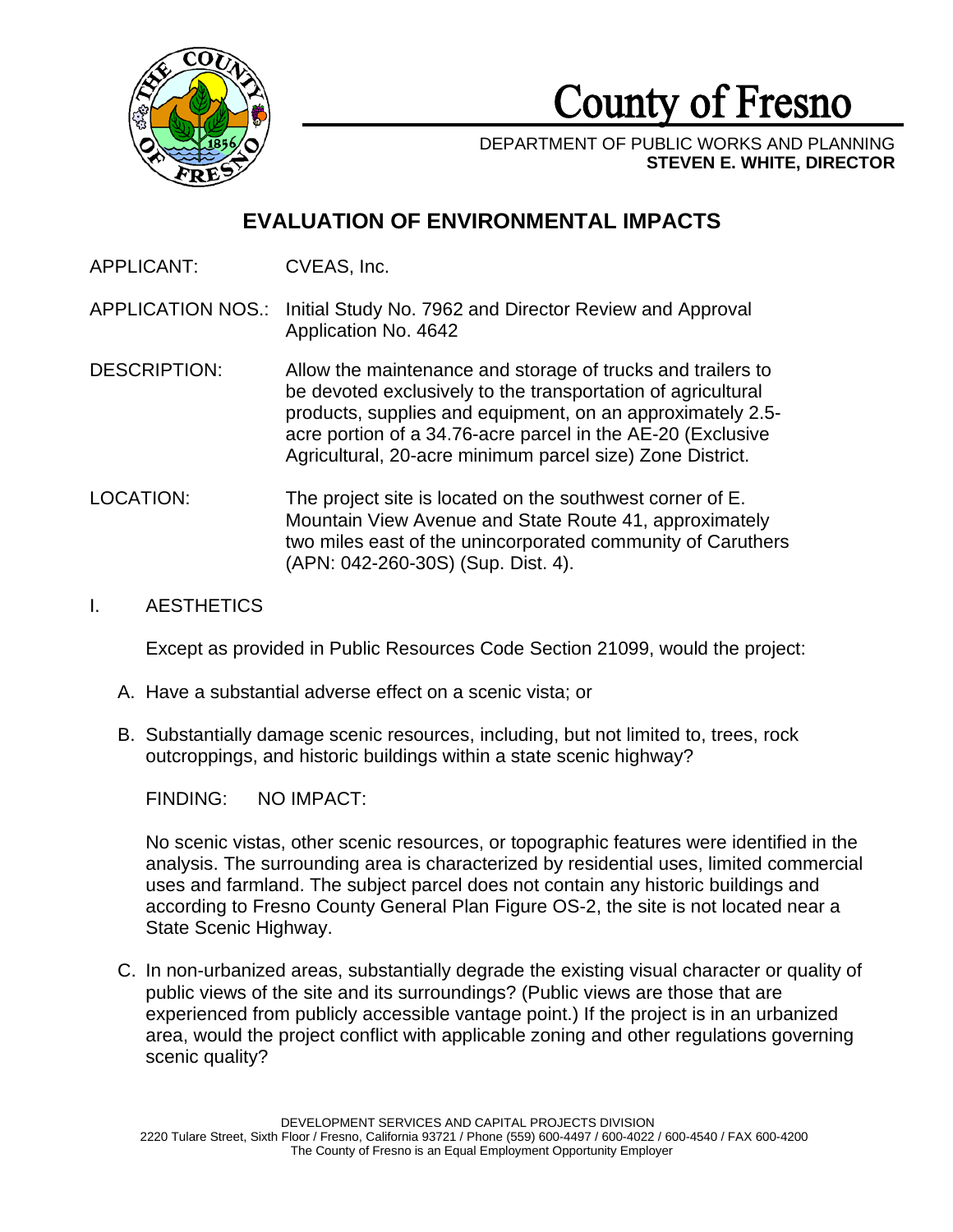# County of Fresno

DEPARTMENT OF PUBLIC WORKS AND PLANNING
**STEVEN E. WHITE, DIRECTOR**

## EVALUATION OF ENVIRONMENTAL IMPACTS

APPLICANT: CVEAS, Inc.

APPLICATION NOS.: Initial Study No. 7962 and Director Review and Approval Application No. 4642

DESCRIPTION: Allow the maintenance and storage of trucks and trailers to be devoted exclusively to the transportation of agricultural products, supplies and equipment, on an approximately 2.5-acre portion of a 34.76-acre parcel in the AE-20 (Exclusive Agricultural, 20-acre minimum parcel size) Zone District.

LOCATION: The project site is located on the southwest corner of E. Mountain View Avenue and State Route 41, approximately two miles east of the unincorporated community of Caruthers (APN: 042-260-30S) (Sup. Dist. 4).

### I. AESTHETICS

Except as provided in Public Resources Code Section 21099, would the project:

A. Have a substantial adverse effect on a scenic vista; or

B. Substantially damage scenic resources, including, but not limited to, trees, rock outcroppings, and historic buildings within a state scenic highway?

FINDING: NO IMPACT:

No scenic vistas, other scenic resources, or topographic features were identified in the analysis. The surrounding area is characterized by residential uses, limited commercial uses and farmland. The subject parcel does not contain any historic buildings and according to Fresno County General Plan Figure OS-2, the site is not located near a State Scenic Highway.

C. In non-urbanized areas, substantially degrade the existing visual character or quality of public views of the site and its surroundings? (Public views are those that are experienced from publicly accessible vantage point.) If the project is in an urbanized area, would the project conflict with applicable zoning and other regulations governing scenic quality?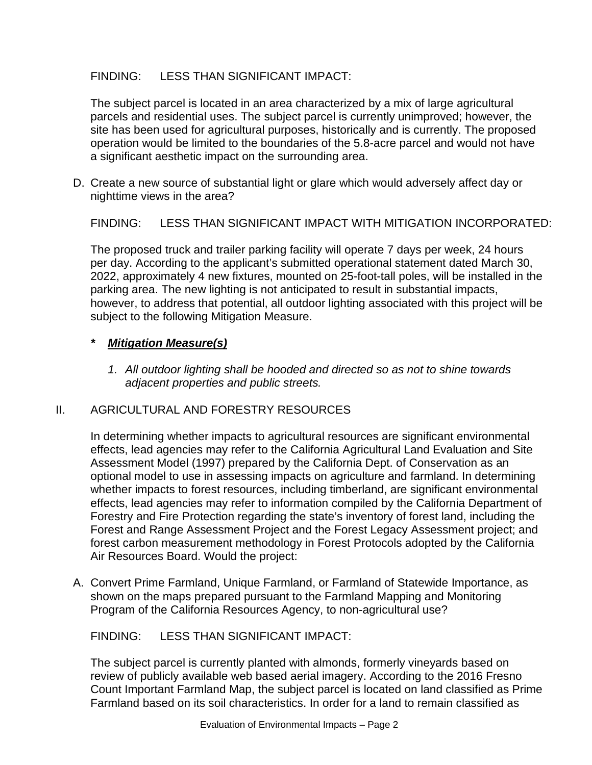FINDING: LESS THAN SIGNIFICANT IMPACT:

The subject parcel is located in an area characterized by a mix of large agricultural parcels and residential uses. The subject parcel is currently unimproved; however, the site has been used for agricultural purposes, historically and is currently. The proposed operation would be limited to the boundaries of the 5.8-acre parcel and would not have a significant aesthetic impact on the surrounding area.

D. Create a new source of substantial light or glare which would adversely affect day or nighttime views in the area?

FINDING: LESS THAN SIGNIFICANT IMPACT WITH MITIGATION INCORPORATED:

The proposed truck and trailer parking facility will operate 7 days per week, 24 hours per day. According to the applicant's submitted operational statement dated March 30, 2022, approximately 4 new fixtures, mounted on 25-foot-tall poles, will be installed in the parking area. The new lighting is not anticipated to result in substantial impacts, however, to address that potential, all outdoor lighting associated with this project will be subject to the following Mitigation Measure.

***\* Mitigation Measure(s)***

*1. All outdoor lighting shall be hooded and directed so as not to shine towards adjacent properties and public streets.*

## II. AGRICULTURAL AND FORESTRY RESOURCES

In determining whether impacts to agricultural resources are significant environmental effects, lead agencies may refer to the California Agricultural Land Evaluation and Site Assessment Model (1997) prepared by the California Dept. of Conservation as an optional model to use in assessing impacts on agriculture and farmland. In determining whether impacts to forest resources, including timberland, are significant environmental effects, lead agencies may refer to information compiled by the California Department of Forestry and Fire Protection regarding the state's inventory of forest land, including the Forest and Range Assessment Project and the Forest Legacy Assessment project; and forest carbon measurement methodology in Forest Protocols adopted by the California Air Resources Board. Would the project:

A. Convert Prime Farmland, Unique Farmland, or Farmland of Statewide Importance, as shown on the maps prepared pursuant to the Farmland Mapping and Monitoring Program of the California Resources Agency, to non-agricultural use?

FINDING: LESS THAN SIGNIFICANT IMPACT:

The subject parcel is currently planted with almonds, formerly vineyards based on review of publicly available web based aerial imagery. According to the 2016 Fresno Count Important Farmland Map, the subject parcel is located on land classified as Prime Farmland based on its soil characteristics. In order for a land to remain classified as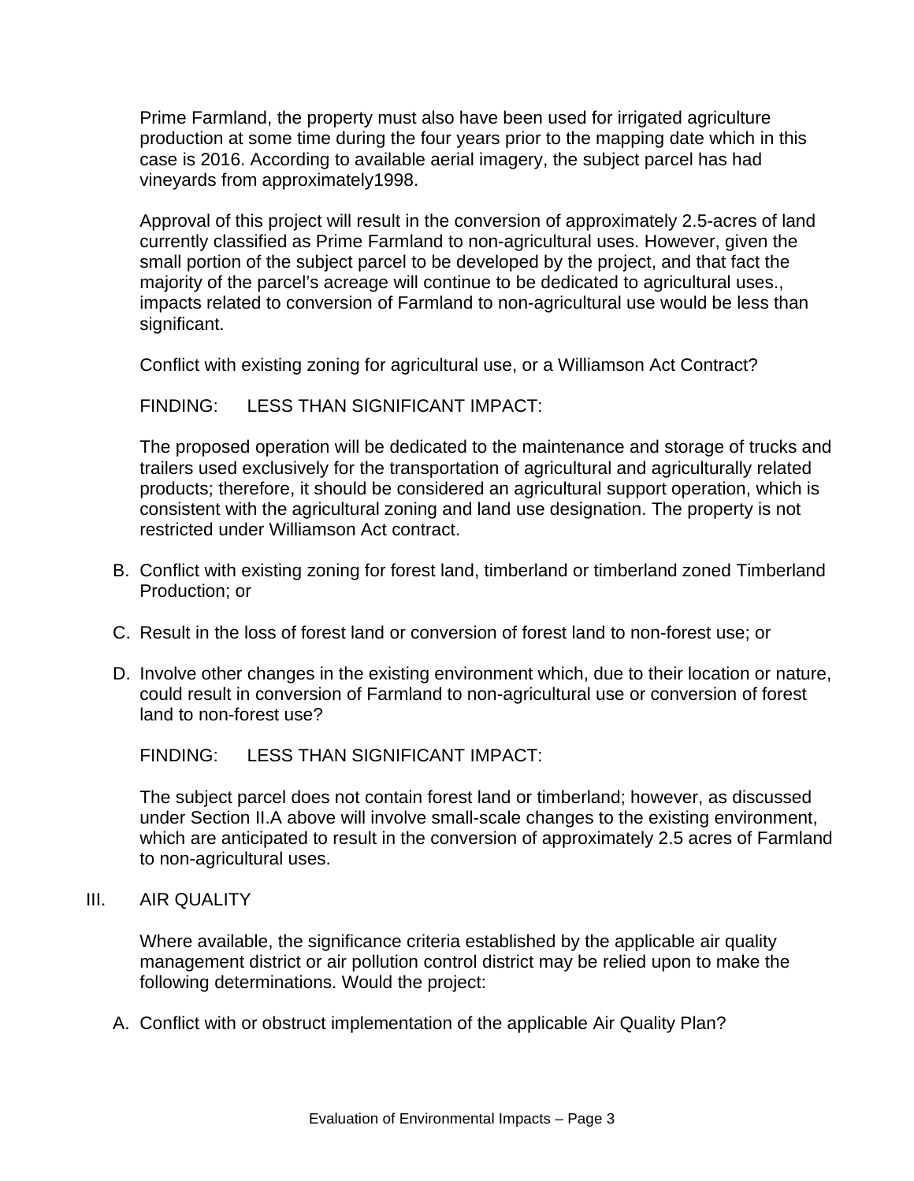Prime Farmland, the property must also have been used for irrigated agriculture production at some time during the four years prior to the mapping date which in this case is 2016. According to available aerial imagery, the subject parcel has had vineyards from approximately1998.

Approval of this project will result in the conversion of approximately 2.5-acres of land currently classified as Prime Farmland to non-agricultural uses. However, given the small portion of the subject parcel to be developed by the project, and that fact the majority of the parcel's acreage will continue to be dedicated to agricultural uses., impacts related to conversion of Farmland to non-agricultural use would be less than significant.

Conflict with existing zoning for agricultural use, or a Williamson Act Contract?

FINDING: LESS THAN SIGNIFICANT IMPACT:

The proposed operation will be dedicated to the maintenance and storage of trucks and trailers used exclusively for the transportation of agricultural and agriculturally related products; therefore, it should be considered an agricultural support operation, which is consistent with the agricultural zoning and land use designation. The property is not restricted under Williamson Act contract.

B. Conflict with existing zoning for forest land, timberland or timberland zoned Timberland Production; or

C. Result in the loss of forest land or conversion of forest land to non-forest use; or

D. Involve other changes in the existing environment which, due to their location or nature, could result in conversion of Farmland to non-agricultural use or conversion of forest land to non-forest use?

FINDING: LESS THAN SIGNIFICANT IMPACT:

The subject parcel does not contain forest land or timberland; however, as discussed under Section II.A above will involve small-scale changes to the existing environment, which are anticipated to result in the conversion of approximately 2.5 acres of Farmland to non-agricultural uses.

## III. AIR QUALITY

Where available, the significance criteria established by the applicable air quality management district or air pollution control district may be relied upon to make the following determinations. Would the project:

A. Conflict with or obstruct implementation of the applicable Air Quality Plan?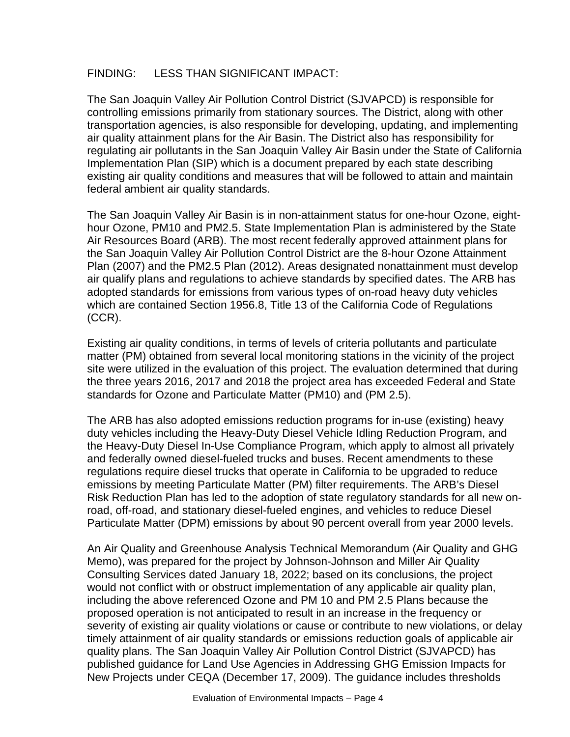FINDING: LESS THAN SIGNIFICANT IMPACT:

The San Joaquin Valley Air Pollution Control District (SJVAPCD) is responsible for controlling emissions primarily from stationary sources. The District, along with other transportation agencies, is also responsible for developing, updating, and implementing air quality attainment plans for the Air Basin. The District also has responsibility for regulating air pollutants in the San Joaquin Valley Air Basin under the State of California Implementation Plan (SIP) which is a document prepared by each state describing existing air quality conditions and measures that will be followed to attain and maintain federal ambient air quality standards.

The San Joaquin Valley Air Basin is in non-attainment status for one-hour Ozone, eight-hour Ozone, PM10 and PM2.5. State Implementation Plan is administered by the State Air Resources Board (ARB). The most recent federally approved attainment plans for the San Joaquin Valley Air Pollution Control District are the 8-hour Ozone Attainment Plan (2007) and the PM2.5 Plan (2012). Areas designated nonattainment must develop air qualify plans and regulations to achieve standards by specified dates. The ARB has adopted standards for emissions from various types of on-road heavy duty vehicles which are contained Section 1956.8, Title 13 of the California Code of Regulations (CCR).

Existing air quality conditions, in terms of levels of criteria pollutants and particulate matter (PM) obtained from several local monitoring stations in the vicinity of the project site were utilized in the evaluation of this project. The evaluation determined that during the three years 2016, 2017 and 2018 the project area has exceeded Federal and State standards for Ozone and Particulate Matter (PM10) and (PM 2.5).

The ARB has also adopted emissions reduction programs for in-use (existing) heavy duty vehicles including the Heavy-Duty Diesel Vehicle Idling Reduction Program, and the Heavy-Duty Diesel In-Use Compliance Program, which apply to almost all privately and federally owned diesel-fueled trucks and buses. Recent amendments to these regulations require diesel trucks that operate in California to be upgraded to reduce emissions by meeting Particulate Matter (PM) filter requirements. The ARB's Diesel Risk Reduction Plan has led to the adoption of state regulatory standards for all new on-road, off-road, and stationary diesel-fueled engines, and vehicles to reduce Diesel Particulate Matter (DPM) emissions by about 90 percent overall from year 2000 levels.

An Air Quality and Greenhouse Analysis Technical Memorandum (Air Quality and GHG Memo), was prepared for the project by Johnson-Johnson and Miller Air Quality Consulting Services dated January 18, 2022; based on its conclusions, the project would not conflict with or obstruct implementation of any applicable air quality plan, including the above referenced Ozone and PM 10 and PM 2.5 Plans because the proposed operation is not anticipated to result in an increase in the frequency or severity of existing air quality violations or cause or contribute to new violations, or delay timely attainment of air quality standards or emissions reduction goals of applicable air quality plans. The San Joaquin Valley Air Pollution Control District (SJVAPCD) has published guidance for Land Use Agencies in Addressing GHG Emission Impacts for New Projects under CEQA (December 17, 2009). The guidance includes thresholds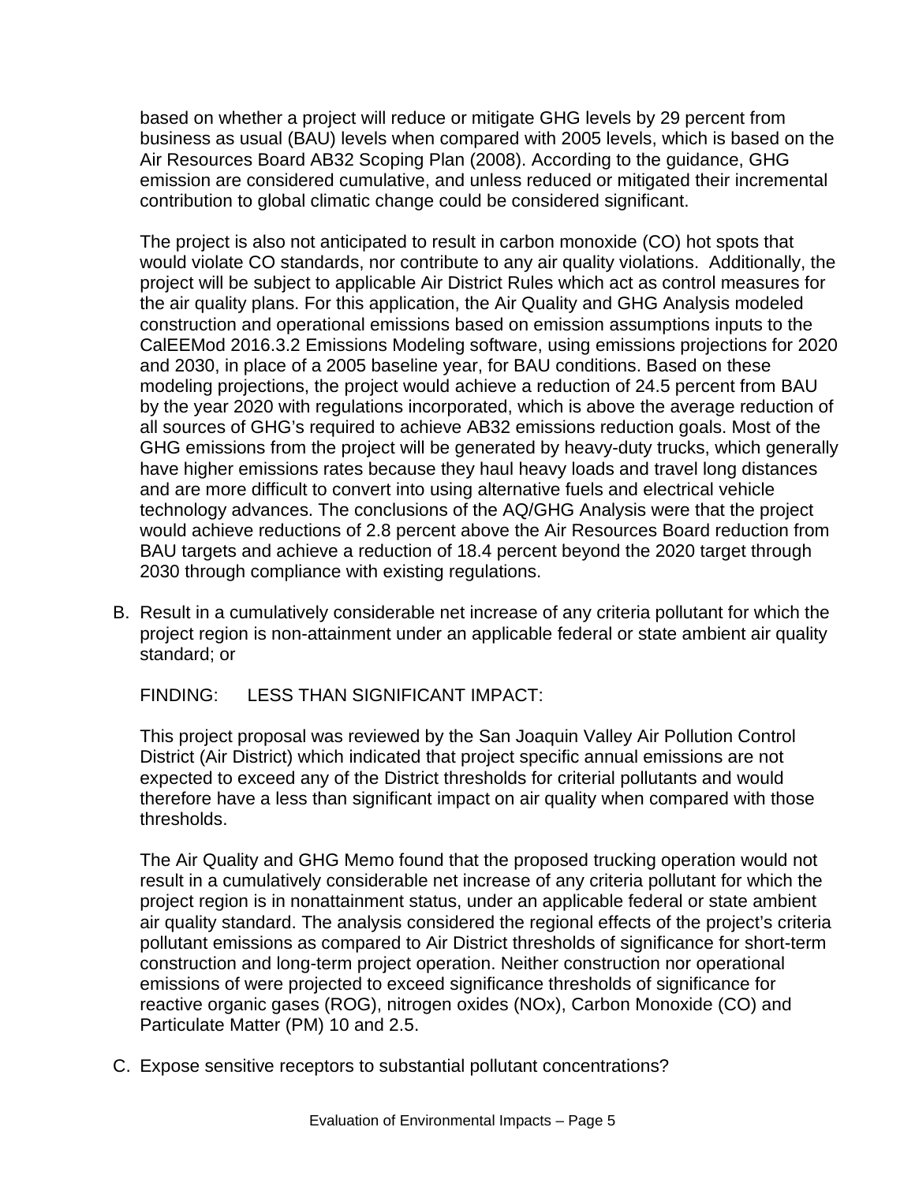based on whether a project will reduce or mitigate GHG levels by 29 percent from business as usual (BAU) levels when compared with 2005 levels, which is based on the Air Resources Board AB32 Scoping Plan (2008). According to the guidance, GHG emission are considered cumulative, and unless reduced or mitigated their incremental contribution to global climatic change could be considered significant.

The project is also not anticipated to result in carbon monoxide (CO) hot spots that would violate CO standards, nor contribute to any air quality violations. Additionally, the project will be subject to applicable Air District Rules which act as control measures for the air quality plans. For this application, the Air Quality and GHG Analysis modeled construction and operational emissions based on emission assumptions inputs to the CalEEMod 2016.3.2 Emissions Modeling software, using emissions projections for 2020 and 2030, in place of a 2005 baseline year, for BAU conditions. Based on these modeling projections, the project would achieve a reduction of 24.5 percent from BAU by the year 2020 with regulations incorporated, which is above the average reduction of all sources of GHG's required to achieve AB32 emissions reduction goals. Most of the GHG emissions from the project will be generated by heavy-duty trucks, which generally have higher emissions rates because they haul heavy loads and travel long distances and are more difficult to convert into using alternative fuels and electrical vehicle technology advances. The conclusions of the AQ/GHG Analysis were that the project would achieve reductions of 2.8 percent above the Air Resources Board reduction from BAU targets and achieve a reduction of 18.4 percent beyond the 2020 target through 2030 through compliance with existing regulations.

B. Result in a cumulatively considerable net increase of any criteria pollutant for which the project region is non-attainment under an applicable federal or state ambient air quality standard; or

FINDING: LESS THAN SIGNIFICANT IMPACT:

This project proposal was reviewed by the San Joaquin Valley Air Pollution Control District (Air District) which indicated that project specific annual emissions are not expected to exceed any of the District thresholds for criterial pollutants and would therefore have a less than significant impact on air quality when compared with those thresholds.

The Air Quality and GHG Memo found that the proposed trucking operation would not result in a cumulatively considerable net increase of any criteria pollutant for which the project region is in nonattainment status, under an applicable federal or state ambient air quality standard. The analysis considered the regional effects of the project's criteria pollutant emissions as compared to Air District thresholds of significance for short-term construction and long-term project operation. Neither construction nor operational emissions of were projected to exceed significance thresholds of significance for reactive organic gases (ROG), nitrogen oxides (NOx), Carbon Monoxide (CO) and Particulate Matter (PM) 10 and 2.5.

C. Expose sensitive receptors to substantial pollutant concentrations?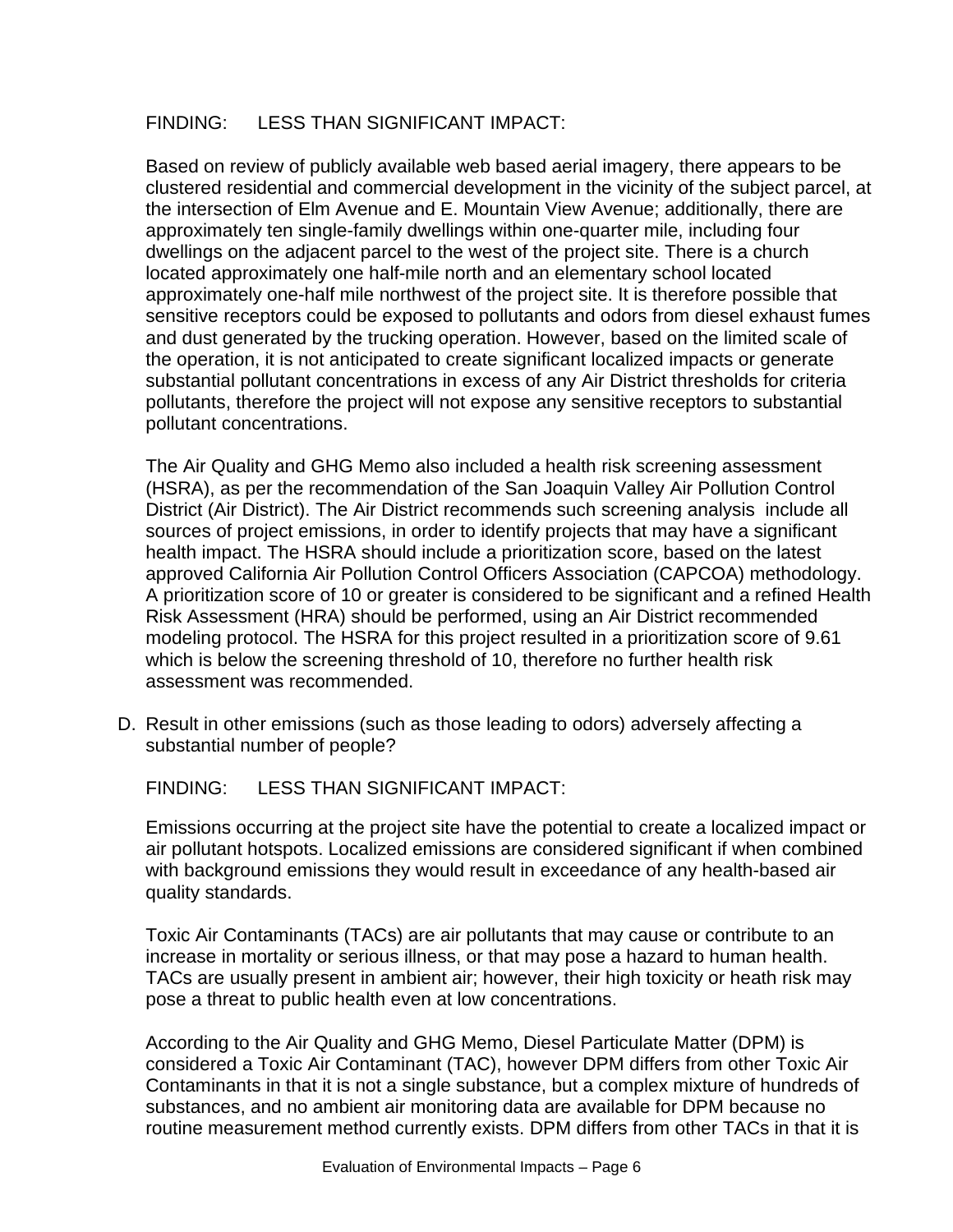FINDING: LESS THAN SIGNIFICANT IMPACT:

Based on review of publicly available web based aerial imagery, there appears to be clustered residential and commercial development in the vicinity of the subject parcel, at the intersection of Elm Avenue and E. Mountain View Avenue; additionally, there are approximately ten single-family dwellings within one-quarter mile, including four dwellings on the adjacent parcel to the west of the project site. There is a church located approximately one half-mile north and an elementary school located approximately one-half mile northwest of the project site. It is therefore possible that sensitive receptors could be exposed to pollutants and odors from diesel exhaust fumes and dust generated by the trucking operation. However, based on the limited scale of the operation, it is not anticipated to create significant localized impacts or generate substantial pollutant concentrations in excess of any Air District thresholds for criteria pollutants, therefore the project will not expose any sensitive receptors to substantial pollutant concentrations.

The Air Quality and GHG Memo also included a health risk screening assessment (HSRA), as per the recommendation of the San Joaquin Valley Air Pollution Control District (Air District). The Air District recommends such screening analysis include all sources of project emissions, in order to identify projects that may have a significant health impact. The HSRA should include a prioritization score, based on the latest approved California Air Pollution Control Officers Association (CAPCOA) methodology. A prioritization score of 10 or greater is considered to be significant and a refined Health Risk Assessment (HRA) should be performed, using an Air District recommended modeling protocol. The HSRA for this project resulted in a prioritization score of 9.61 which is below the screening threshold of 10, therefore no further health risk assessment was recommended.

D. Result in other emissions (such as those leading to odors) adversely affecting a substantial number of people?

FINDING: LESS THAN SIGNIFICANT IMPACT:

Emissions occurring at the project site have the potential to create a localized impact or air pollutant hotspots. Localized emissions are considered significant if when combined with background emissions they would result in exceedance of any health-based air quality standards.

Toxic Air Contaminants (TACs) are air pollutants that may cause or contribute to an increase in mortality or serious illness, or that may pose a hazard to human health. TACs are usually present in ambient air; however, their high toxicity or heath risk may pose a threat to public health even at low concentrations.

According to the Air Quality and GHG Memo, Diesel Particulate Matter (DPM) is considered a Toxic Air Contaminant (TAC), however DPM differs from other Toxic Air Contaminants in that it is not a single substance, but a complex mixture of hundreds of substances, and no ambient air monitoring data are available for DPM because no routine measurement method currently exists. DPM differs from other TACs in that it is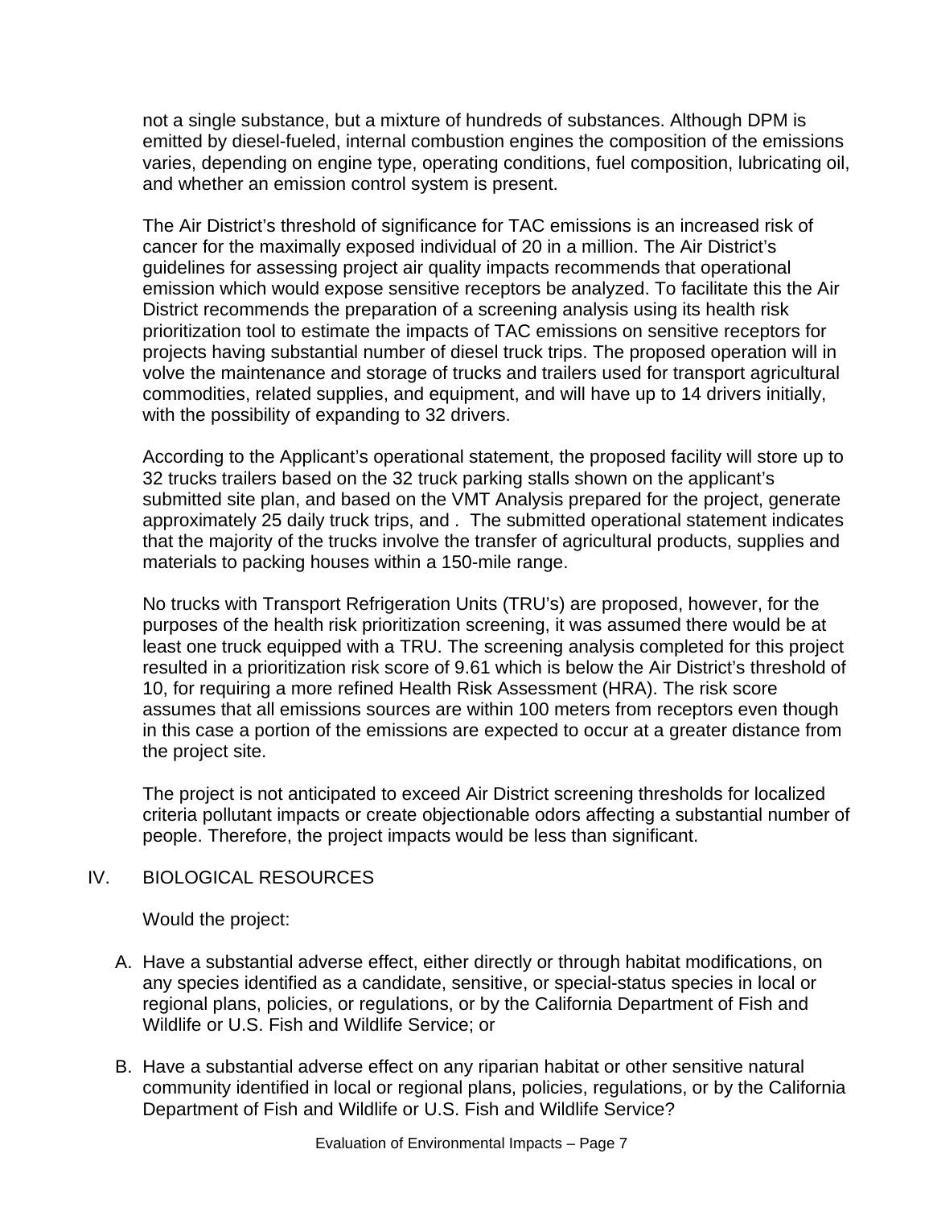not a single substance, but a mixture of hundreds of substances. Although DPM is emitted by diesel-fueled, internal combustion engines the composition of the emissions varies, depending on engine type, operating conditions, fuel composition, lubricating oil, and whether an emission control system is present.

The Air District's threshold of significance for TAC emissions is an increased risk of cancer for the maximally exposed individual of 20 in a million. The Air District's guidelines for assessing project air quality impacts recommends that operational emission which would expose sensitive receptors be analyzed. To facilitate this the Air District recommends the preparation of a screening analysis using its health risk prioritization tool to estimate the impacts of TAC emissions on sensitive receptors for projects having substantial number of diesel truck trips. The proposed operation will in volve the maintenance and storage of trucks and trailers used for transport agricultural commodities, related supplies, and equipment, and will have up to 14 drivers initially, with the possibility of expanding to 32 drivers.

According to the Applicant's operational statement, the proposed facility will store up to 32 trucks trailers based on the 32 truck parking stalls shown on the applicant's submitted site plan, and based on the VMT Analysis prepared for the project, generate approximately 25 daily truck trips, and . The submitted operational statement indicates that the majority of the trucks involve the transfer of agricultural products, supplies and materials to packing houses within a 150-mile range.

No trucks with Transport Refrigeration Units (TRU's) are proposed, however, for the purposes of the health risk prioritization screening, it was assumed there would be at least one truck equipped with a TRU. The screening analysis completed for this project resulted in a prioritization risk score of 9.61 which is below the Air District's threshold of 10, for requiring a more refined Health Risk Assessment (HRA). The risk score assumes that all emissions sources are within 100 meters from receptors even though in this case a portion of the emissions are expected to occur at a greater distance from the project site.

The project is not anticipated to exceed Air District screening thresholds for localized criteria pollutant impacts or create objectionable odors affecting a substantial number of people. Therefore, the project impacts would be less than significant.

## IV. BIOLOGICAL RESOURCES

Would the project:

A. Have a substantial adverse effect, either directly or through habitat modifications, on any species identified as a candidate, sensitive, or special-status species in local or regional plans, policies, or regulations, or by the California Department of Fish and Wildlife or U.S. Fish and Wildlife Service; or

B. Have a substantial adverse effect on any riparian habitat or other sensitive natural community identified in local or regional plans, policies, regulations, or by the California Department of Fish and Wildlife or U.S. Fish and Wildlife Service?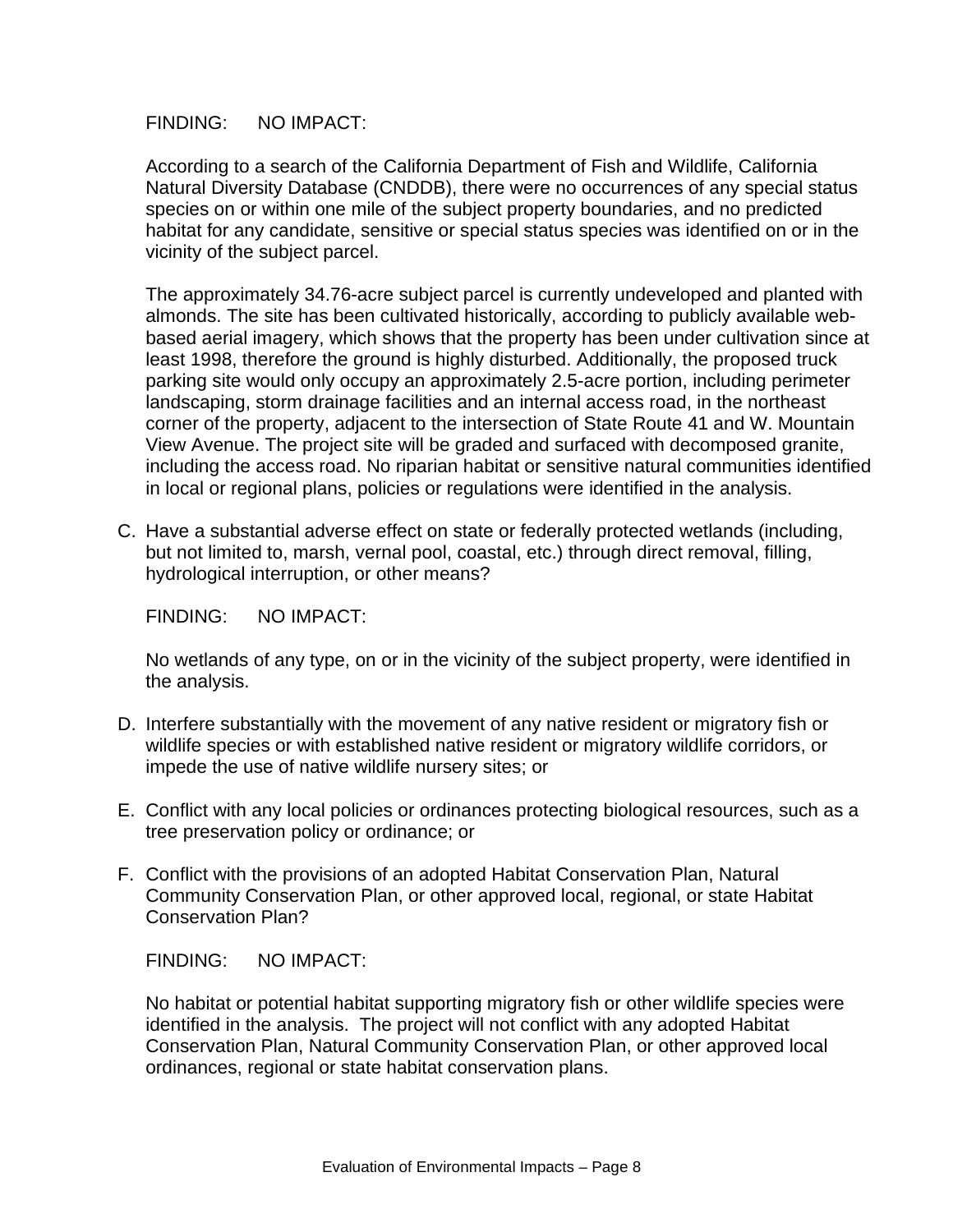FINDING: NO IMPACT:

According to a search of the California Department of Fish and Wildlife, California Natural Diversity Database (CNDDB), there were no occurrences of any special status species on or within one mile of the subject property boundaries, and no predicted habitat for any candidate, sensitive or special status species was identified on or in the vicinity of the subject parcel.

The approximately 34.76-acre subject parcel is currently undeveloped and planted with almonds. The site has been cultivated historically, according to publicly available web-based aerial imagery, which shows that the property has been under cultivation since at least 1998, therefore the ground is highly disturbed. Additionally, the proposed truck parking site would only occupy an approximately 2.5-acre portion, including perimeter landscaping, storm drainage facilities and an internal access road, in the northeast corner of the property, adjacent to the intersection of State Route 41 and W. Mountain View Avenue. The project site will be graded and surfaced with decomposed granite, including the access road. No riparian habitat or sensitive natural communities identified in local or regional plans, policies or regulations were identified in the analysis.

C. Have a substantial adverse effect on state or federally protected wetlands (including, but not limited to, marsh, vernal pool, coastal, etc.) through direct removal, filling, hydrological interruption, or other means?

FINDING: NO IMPACT:

No wetlands of any type, on or in the vicinity of the subject property, were identified in the analysis.

D. Interfere substantially with the movement of any native resident or migratory fish or wildlife species or with established native resident or migratory wildlife corridors, or impede the use of native wildlife nursery sites; or

E. Conflict with any local policies or ordinances protecting biological resources, such as a tree preservation policy or ordinance; or

F. Conflict with the provisions of an adopted Habitat Conservation Plan, Natural Community Conservation Plan, or other approved local, regional, or state Habitat Conservation Plan?

FINDING: NO IMPACT:

No habitat or potential habitat supporting migratory fish or other wildlife species were identified in the analysis. The project will not conflict with any adopted Habitat Conservation Plan, Natural Community Conservation Plan, or other approved local ordinances, regional or state habitat conservation plans.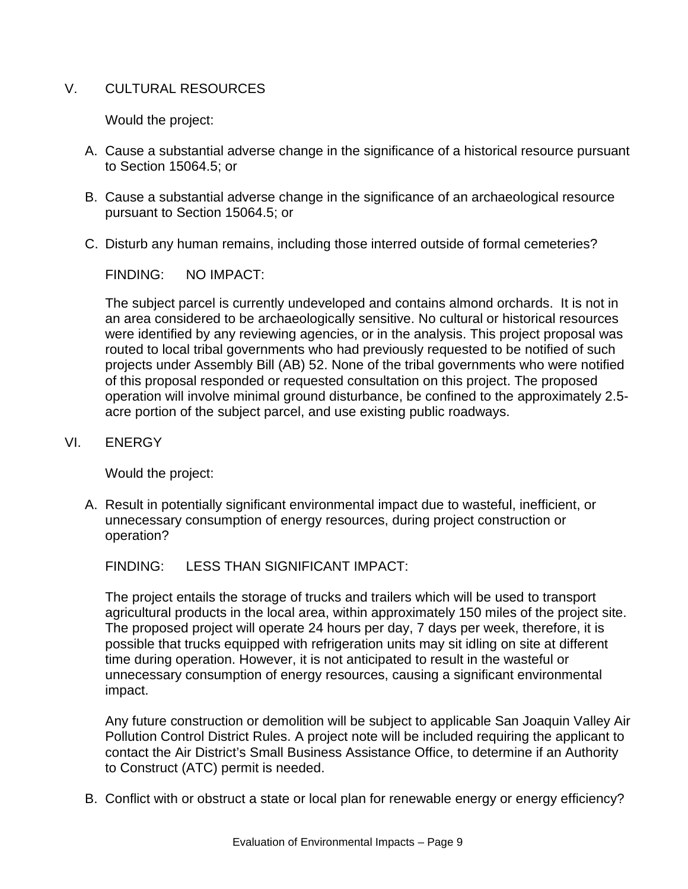## V. CULTURAL RESOURCES

Would the project:

A. Cause a substantial adverse change in the significance of a historical resource pursuant to Section 15064.5; or

B. Cause a substantial adverse change in the significance of an archaeological resource pursuant to Section 15064.5; or

C. Disturb any human remains, including those interred outside of formal cemeteries?

FINDING: NO IMPACT:

The subject parcel is currently undeveloped and contains almond orchards. It is not in an area considered to be archaeologically sensitive. No cultural or historical resources were identified by any reviewing agencies, or in the analysis. This project proposal was routed to local tribal governments who had previously requested to be notified of such projects under Assembly Bill (AB) 52. None of the tribal governments who were notified of this proposal responded or requested consultation on this project. The proposed operation will involve minimal ground disturbance, be confined to the approximately 2.5-acre portion of the subject parcel, and use existing public roadways.

## VI. ENERGY

Would the project:

A. Result in potentially significant environmental impact due to wasteful, inefficient, or unnecessary consumption of energy resources, during project construction or operation?

FINDING: LESS THAN SIGNIFICANT IMPACT:

The project entails the storage of trucks and trailers which will be used to transport agricultural products in the local area, within approximately 150 miles of the project site. The proposed project will operate 24 hours per day, 7 days per week, therefore, it is possible that trucks equipped with refrigeration units may sit idling on site at different time during operation. However, it is not anticipated to result in the wasteful or unnecessary consumption of energy resources, causing a significant environmental impact.

Any future construction or demolition will be subject to applicable San Joaquin Valley Air Pollution Control District Rules. A project note will be included requiring the applicant to contact the Air District's Small Business Assistance Office, to determine if an Authority to Construct (ATC) permit is needed.

B. Conflict with or obstruct a state or local plan for renewable energy or energy efficiency?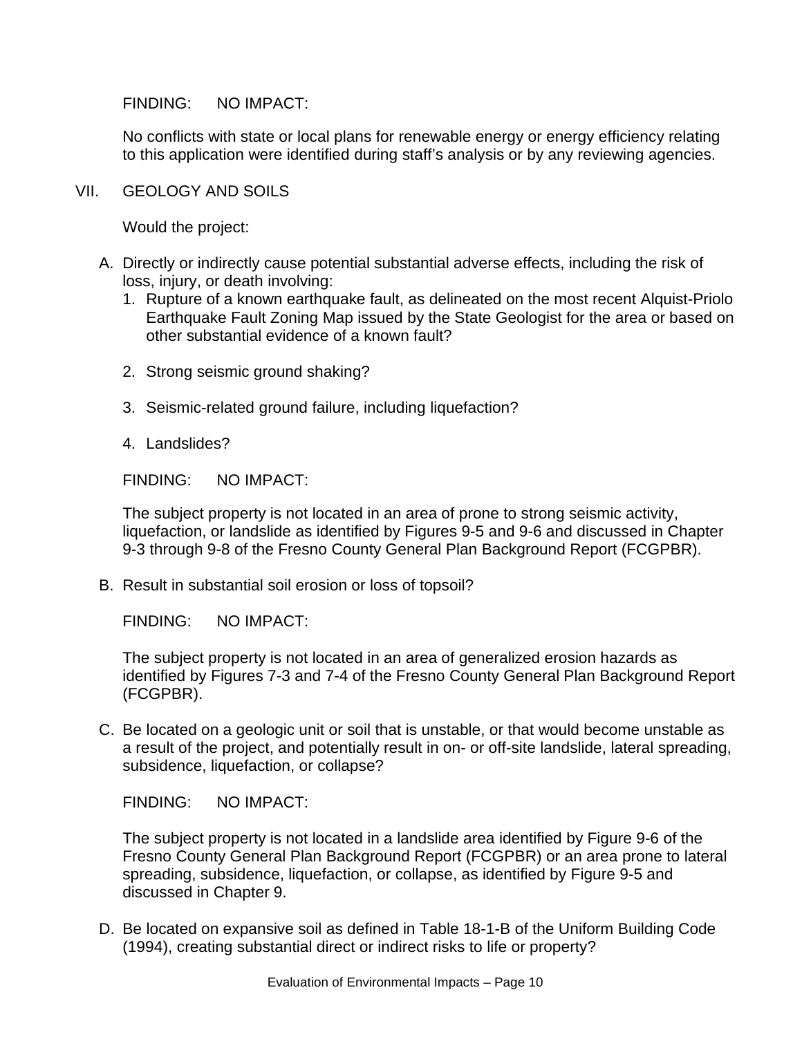FINDING: NO IMPACT:

No conflicts with state or local plans for renewable energy or energy efficiency relating to this application were identified during staff's analysis or by any reviewing agencies.

## VII. GEOLOGY AND SOILS

Would the project:

A. Directly or indirectly cause potential substantial adverse effects, including the risk of loss, injury, or death involving:
   1. Rupture of a known earthquake fault, as delineated on the most recent Alquist-Priolo Earthquake Fault Zoning Map issued by the State Geologist for the area or based on other substantial evidence of a known fault?

   2. Strong seismic ground shaking?

   3. Seismic-related ground failure, including liquefaction?

   4. Landslides?

FINDING: NO IMPACT:

The subject property is not located in an area of prone to strong seismic activity, liquefaction, or landslide as identified by Figures 9-5 and 9-6 and discussed in Chapter 9-3 through 9-8 of the Fresno County General Plan Background Report (FCGPBR).

B. Result in substantial soil erosion or loss of topsoil?

FINDING: NO IMPACT:

The subject property is not located in an area of generalized erosion hazards as identified by Figures 7-3 and 7-4 of the Fresno County General Plan Background Report (FCGPBR).

C. Be located on a geologic unit or soil that is unstable, or that would become unstable as a result of the project, and potentially result in on- or off-site landslide, lateral spreading, subsidence, liquefaction, or collapse?

FINDING: NO IMPACT:

The subject property is not located in a landslide area identified by Figure 9-6 of the Fresno County General Plan Background Report (FCGPBR) or an area prone to lateral spreading, subsidence, liquefaction, or collapse, as identified by Figure 9-5 and discussed in Chapter 9.

D. Be located on expansive soil as defined in Table 18-1-B of the Uniform Building Code (1994), creating substantial direct or indirect risks to life or property?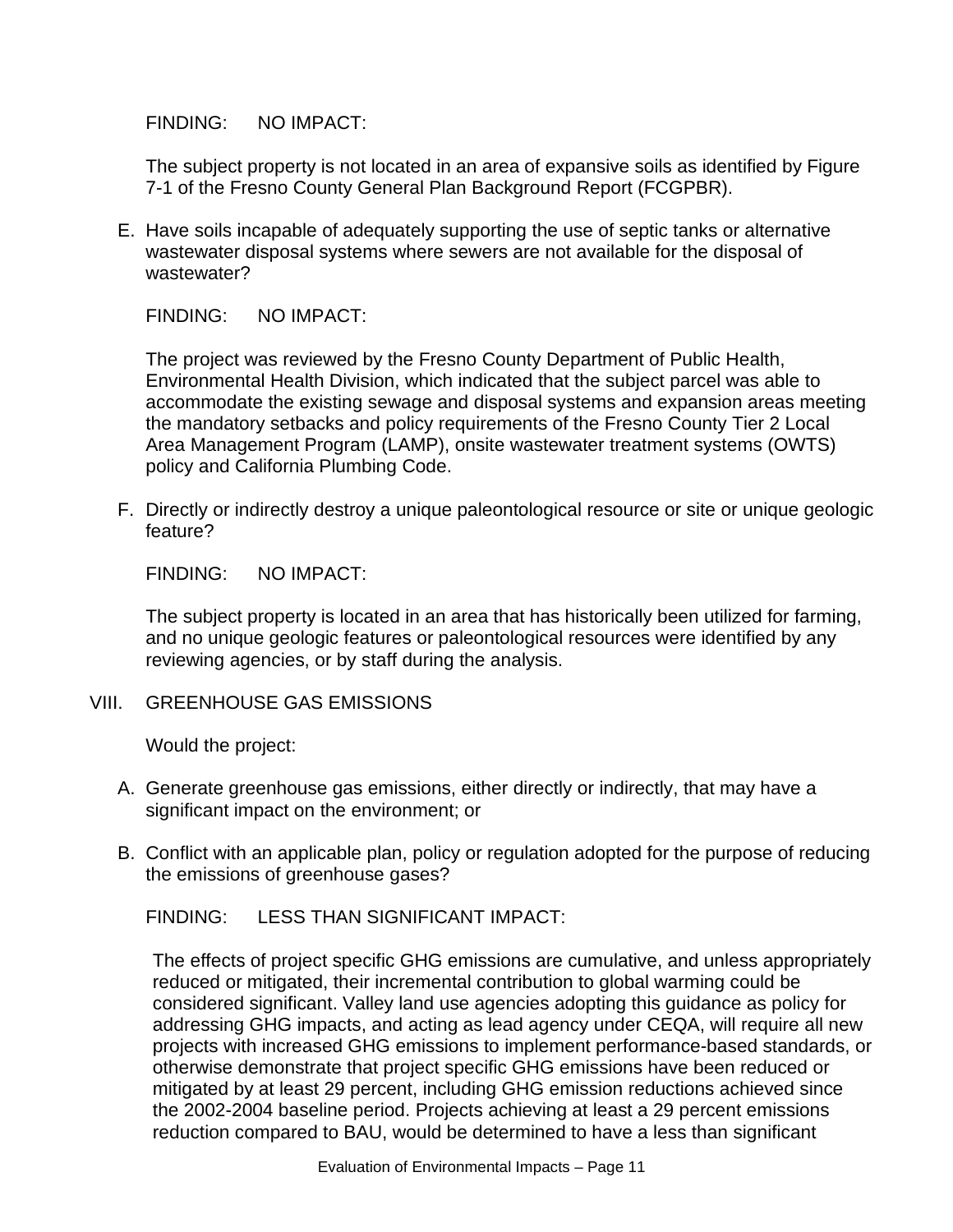FINDING: NO IMPACT:

The subject property is not located in an area of expansive soils as identified by Figure 7-1 of the Fresno County General Plan Background Report (FCGPBR).

E. Have soils incapable of adequately supporting the use of septic tanks or alternative wastewater disposal systems where sewers are not available for the disposal of wastewater?

FINDING: NO IMPACT:

The project was reviewed by the Fresno County Department of Public Health, Environmental Health Division, which indicated that the subject parcel was able to accommodate the existing sewage and disposal systems and expansion areas meeting the mandatory setbacks and policy requirements of the Fresno County Tier 2 Local Area Management Program (LAMP), onsite wastewater treatment systems (OWTS) policy and California Plumbing Code.

F. Directly or indirectly destroy a unique paleontological resource or site or unique geologic feature?

FINDING: NO IMPACT:

The subject property is located in an area that has historically been utilized for farming, and no unique geologic features or paleontological resources were identified by any reviewing agencies, or by staff during the analysis.

## VIII. GREENHOUSE GAS EMISSIONS

Would the project:

A. Generate greenhouse gas emissions, either directly or indirectly, that may have a significant impact on the environment; or

B. Conflict with an applicable plan, policy or regulation adopted for the purpose of reducing the emissions of greenhouse gases?

FINDING: LESS THAN SIGNIFICANT IMPACT:

The effects of project specific GHG emissions are cumulative, and unless appropriately reduced or mitigated, their incremental contribution to global warming could be considered significant. Valley land use agencies adopting this guidance as policy for addressing GHG impacts, and acting as lead agency under CEQA, will require all new projects with increased GHG emissions to implement performance-based standards, or otherwise demonstrate that project specific GHG emissions have been reduced or mitigated by at least 29 percent, including GHG emission reductions achieved since the 2002-2004 baseline period. Projects achieving at least a 29 percent emissions reduction compared to BAU, would be determined to have a less than significant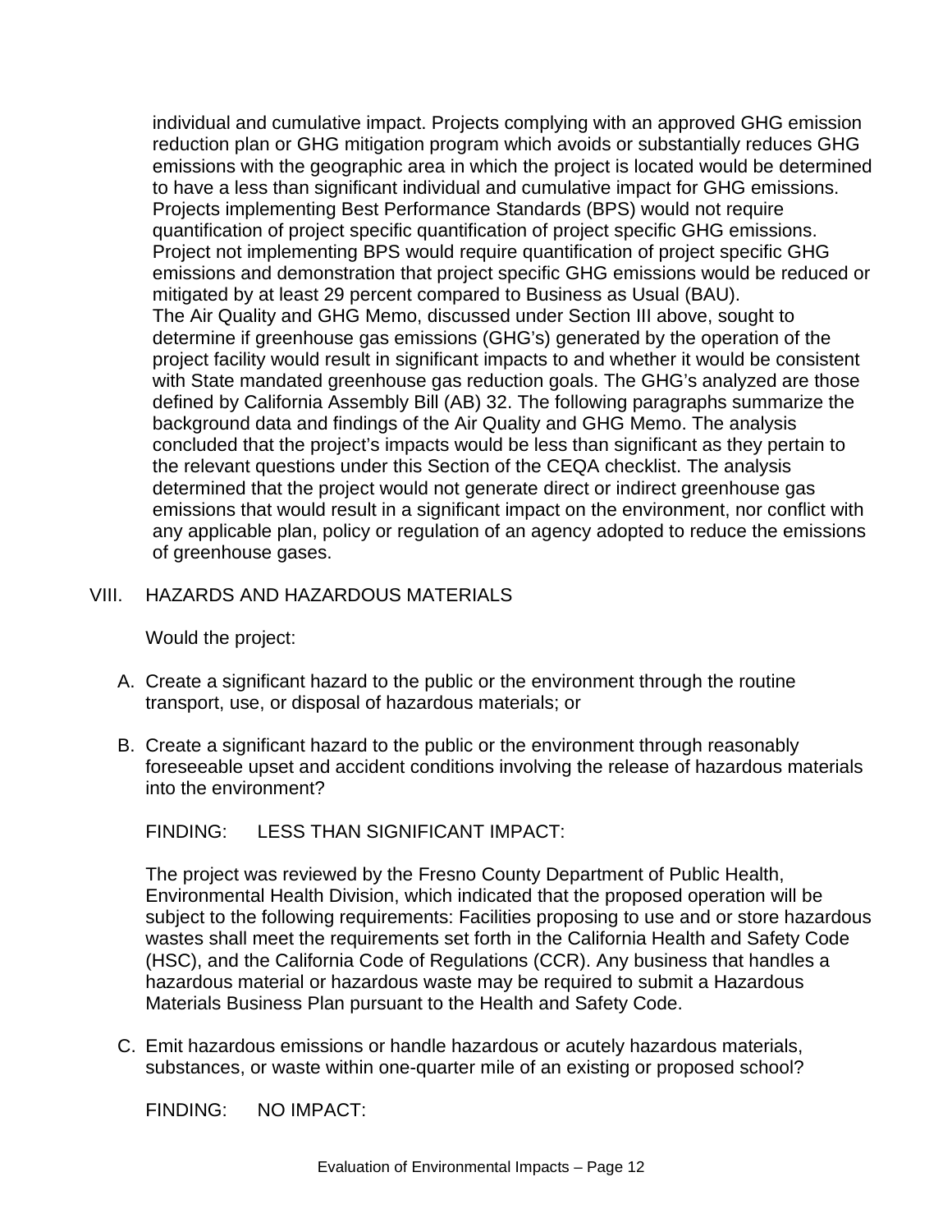individual and cumulative impact. Projects complying with an approved GHG emission reduction plan or GHG mitigation program which avoids or substantially reduces GHG emissions with the geographic area in which the project is located would be determined to have a less than significant individual and cumulative impact for GHG emissions. Projects implementing Best Performance Standards (BPS) would not require quantification of project specific quantification of project specific GHG emissions. Project not implementing BPS would require quantification of project specific GHG emissions and demonstration that project specific GHG emissions would be reduced or mitigated by at least 29 percent compared to Business as Usual (BAU).

The Air Quality and GHG Memo, discussed under Section III above, sought to determine if greenhouse gas emissions (GHG's) generated by the operation of the project facility would result in significant impacts to and whether it would be consistent with State mandated greenhouse gas reduction goals. The GHG's analyzed are those defined by California Assembly Bill (AB) 32. The following paragraphs summarize the background data and findings of the Air Quality and GHG Memo. The analysis concluded that the project's impacts would be less than significant as they pertain to the relevant questions under this Section of the CEQA checklist. The analysis determined that the project would not generate direct or indirect greenhouse gas emissions that would result in a significant impact on the environment, nor conflict with any applicable plan, policy or regulation of an agency adopted to reduce the emissions of greenhouse gases.

## VIII. HAZARDS AND HAZARDOUS MATERIALS

Would the project:

A. Create a significant hazard to the public or the environment through the routine transport, use, or disposal of hazardous materials; or

B. Create a significant hazard to the public or the environment through reasonably foreseeable upset and accident conditions involving the release of hazardous materials into the environment?

FINDING: LESS THAN SIGNIFICANT IMPACT:

The project was reviewed by the Fresno County Department of Public Health, Environmental Health Division, which indicated that the proposed operation will be subject to the following requirements: Facilities proposing to use and or store hazardous wastes shall meet the requirements set forth in the California Health and Safety Code (HSC), and the California Code of Regulations (CCR). Any business that handles a hazardous material or hazardous waste may be required to submit a Hazardous Materials Business Plan pursuant to the Health and Safety Code.

C. Emit hazardous emissions or handle hazardous or acutely hazardous materials, substances, or waste within one-quarter mile of an existing or proposed school?

FINDING: NO IMPACT: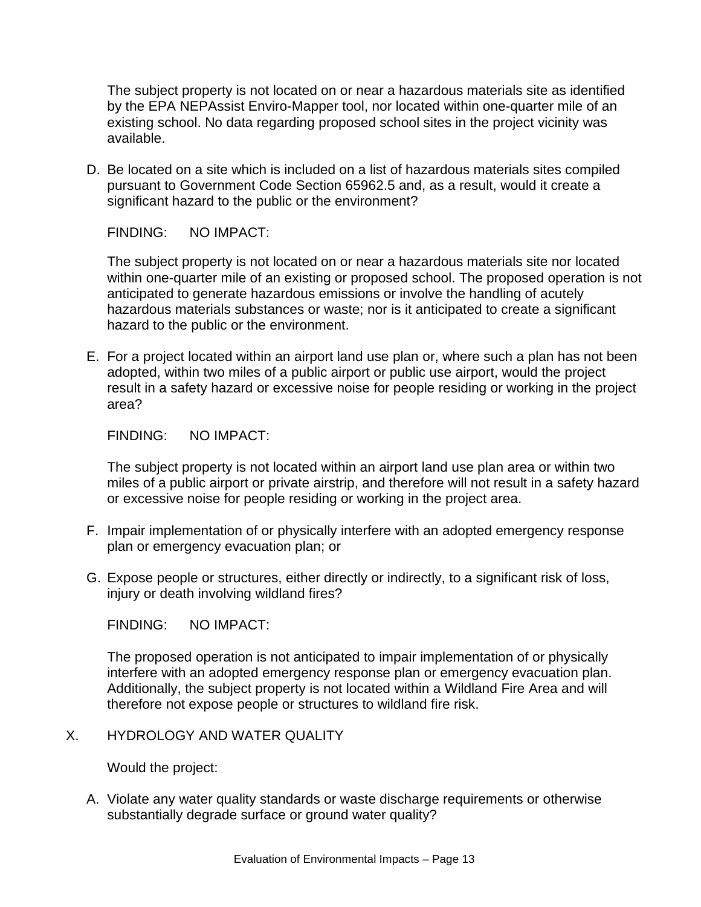The subject property is not located on or near a hazardous materials site as identified by the EPA NEPAssist Enviro-Mapper tool, nor located within one-quarter mile of an existing school. No data regarding proposed school sites in the project vicinity was available.

D. Be located on a site which is included on a list of hazardous materials sites compiled pursuant to Government Code Section 65962.5 and, as a result, would it create a significant hazard to the public or the environment?

   FINDING: NO IMPACT:

   The subject property is not located on or near a hazardous materials site nor located within one-quarter mile of an existing or proposed school. The proposed operation is not anticipated to generate hazardous emissions or involve the handling of acutely hazardous materials substances or waste; nor is it anticipated to create a significant hazard to the public or the environment.

E. For a project located within an airport land use plan or, where such a plan has not been adopted, within two miles of a public airport or public use airport, would the project result in a safety hazard or excessive noise for people residing or working in the project area?

   FINDING: NO IMPACT:

   The subject property is not located within an airport land use plan area or within two miles of a public airport or private airstrip, and therefore will not result in a safety hazard or excessive noise for people residing or working in the project area.

F. Impair implementation of or physically interfere with an adopted emergency response plan or emergency evacuation plan; or

G. Expose people or structures, either directly or indirectly, to a significant risk of loss, injury or death involving wildland fires?

   FINDING: NO IMPACT:

   The proposed operation is not anticipated to impair implementation of or physically interfere with an adopted emergency response plan or emergency evacuation plan. Additionally, the subject property is not located within a Wildland Fire Area and will therefore not expose people or structures to wildland fire risk.

## X. HYDROLOGY AND WATER QUALITY

Would the project:

A. Violate any water quality standards or waste discharge requirements or otherwise substantially degrade surface or ground water quality?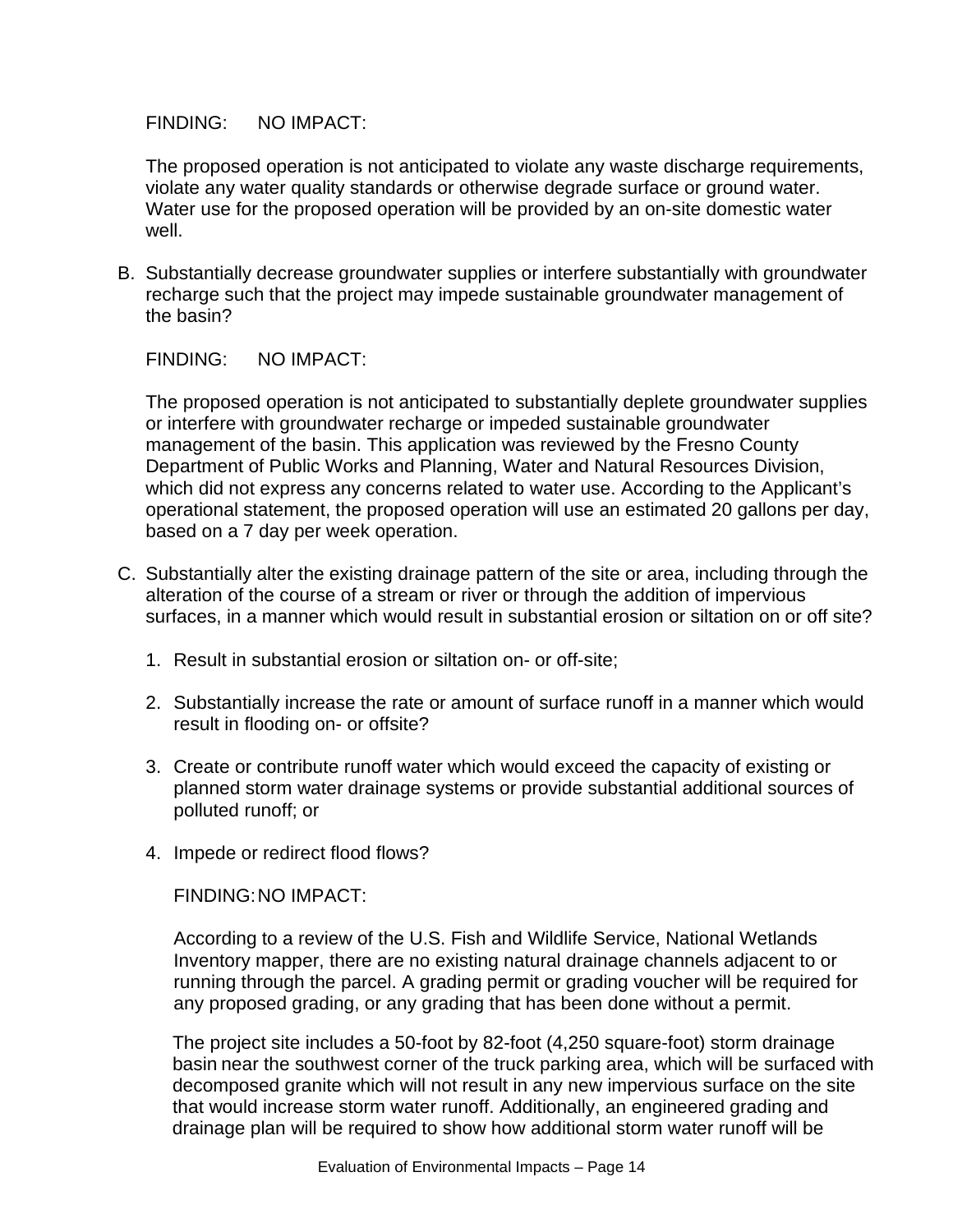FINDING: NO IMPACT:

The proposed operation is not anticipated to violate any waste discharge requirements, violate any water quality standards or otherwise degrade surface or ground water. Water use for the proposed operation will be provided by an on-site domestic water well.

B. Substantially decrease groundwater supplies or interfere substantially with groundwater recharge such that the project may impede sustainable groundwater management of the basin?

FINDING: NO IMPACT:

The proposed operation is not anticipated to substantially deplete groundwater supplies or interfere with groundwater recharge or impeded sustainable groundwater management of the basin. This application was reviewed by the Fresno County Department of Public Works and Planning, Water and Natural Resources Division, which did not express any concerns related to water use. According to the Applicant's operational statement, the proposed operation will use an estimated 20 gallons per day, based on a 7 day per week operation.

C. Substantially alter the existing drainage pattern of the site or area, including through the alteration of the course of a stream or river or through the addition of impervious surfaces, in a manner which would result in substantial erosion or siltation on or off site?

1. Result in substantial erosion or siltation on- or off-site;

2. Substantially increase the rate or amount of surface runoff in a manner which would result in flooding on- or offsite?

3. Create or contribute runoff water which would exceed the capacity of existing or planned storm water drainage systems or provide substantial additional sources of polluted runoff; or

4. Impede or redirect flood flows?

FINDING: NO IMPACT:

According to a review of the U.S. Fish and Wildlife Service, National Wetlands Inventory mapper, there are no existing natural drainage channels adjacent to or running through the parcel. A grading permit or grading voucher will be required for any proposed grading, or any grading that has been done without a permit.

The project site includes a 50-foot by 82-foot (4,250 square-foot) storm drainage basin near the southwest corner of the truck parking area, which will be surfaced with decomposed granite which will not result in any new impervious surface on the site that would increase storm water runoff. Additionally, an engineered grading and drainage plan will be required to show how additional storm water runoff will be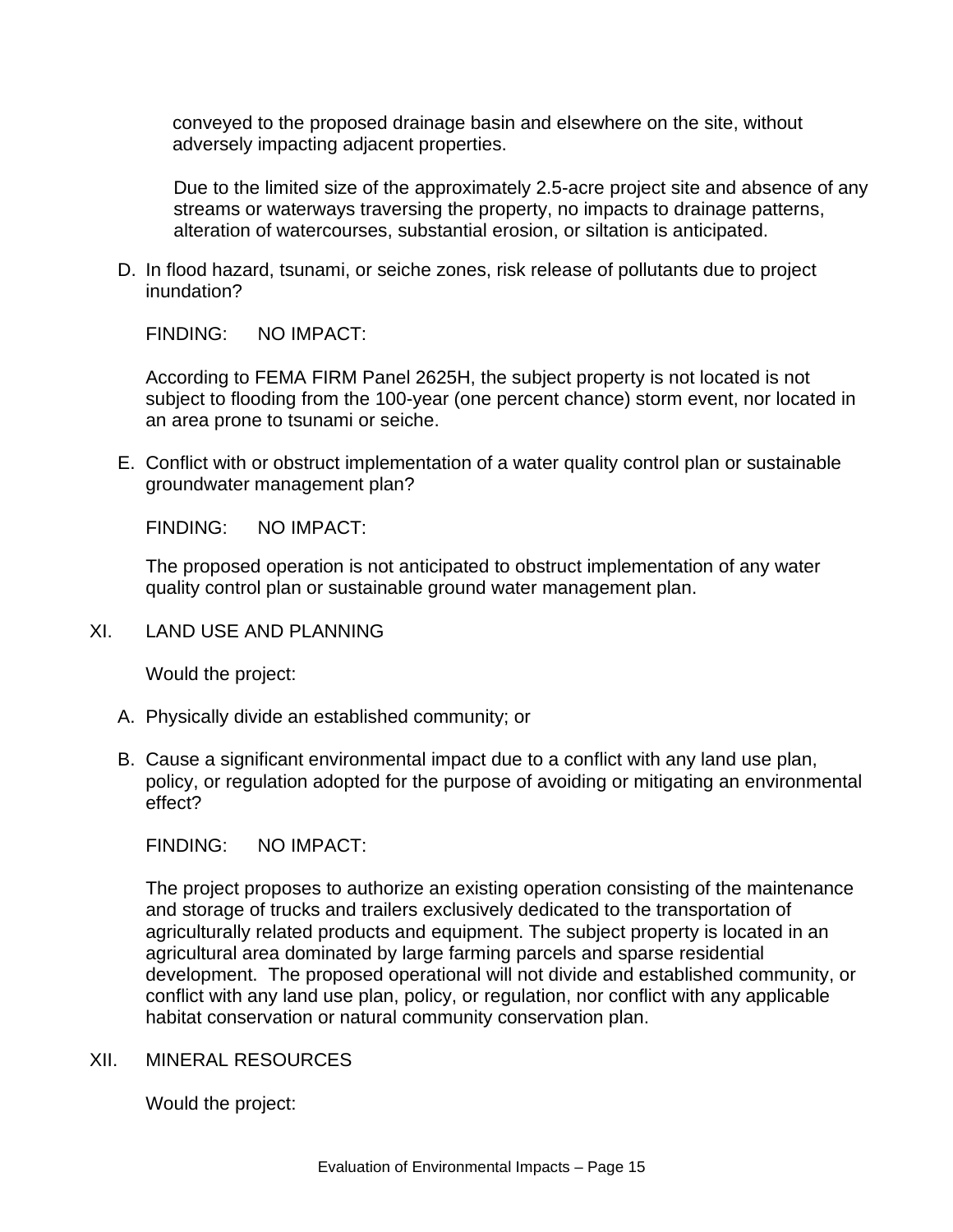conveyed to the proposed drainage basin and elsewhere on the site, without adversely impacting adjacent properties.

Due to the limited size of the approximately 2.5-acre project site and absence of any streams or waterways traversing the property, no impacts to drainage patterns, alteration of watercourses, substantial erosion, or siltation is anticipated.

D. In flood hazard, tsunami, or seiche zones, risk release of pollutants due to project inundation?

FINDING: NO IMPACT:

According to FEMA FIRM Panel 2625H, the subject property is not located is not subject to flooding from the 100-year (one percent chance) storm event, nor located in an area prone to tsunami or seiche.

E. Conflict with or obstruct implementation of a water quality control plan or sustainable groundwater management plan?

FINDING: NO IMPACT:

The proposed operation is not anticipated to obstruct implementation of any water quality control plan or sustainable ground water management plan.

## XI. LAND USE AND PLANNING

Would the project:

A. Physically divide an established community; or

B. Cause a significant environmental impact due to a conflict with any land use plan, policy, or regulation adopted for the purpose of avoiding or mitigating an environmental effect?

FINDING: NO IMPACT:

The project proposes to authorize an existing operation consisting of the maintenance and storage of trucks and trailers exclusively dedicated to the transportation of agriculturally related products and equipment. The subject property is located in an agricultural area dominated by large farming parcels and sparse residential development. The proposed operational will not divide and established community, or conflict with any land use plan, policy, or regulation, nor conflict with any applicable habitat conservation or natural community conservation plan.

## XII. MINERAL RESOURCES

Would the project: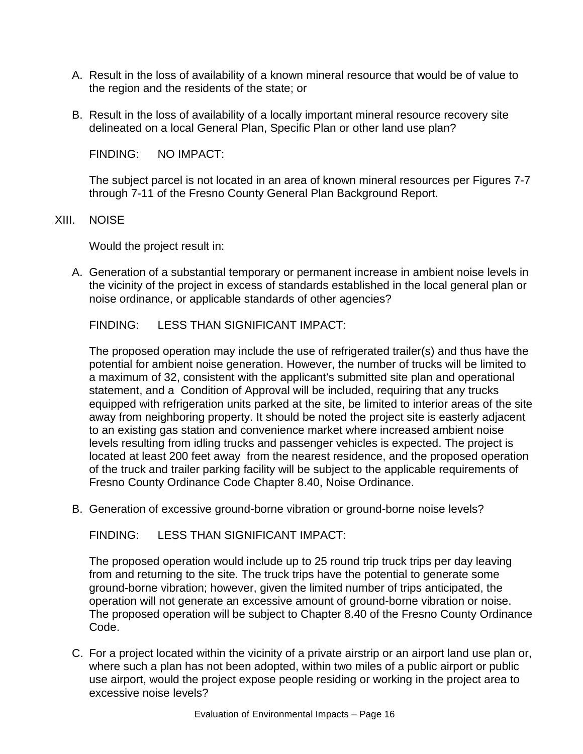A. Result in the loss of availability of a known mineral resource that would be of value to the region and the residents of the state; or

B. Result in the loss of availability of a locally important mineral resource recovery site delineated on a local General Plan, Specific Plan or other land use plan?

FINDING: NO IMPACT:

The subject parcel is not located in an area of known mineral resources per Figures 7-7 through 7-11 of the Fresno County General Plan Background Report.

## XIII. NOISE

Would the project result in:

A. Generation of a substantial temporary or permanent increase in ambient noise levels in the vicinity of the project in excess of standards established in the local general plan or noise ordinance, or applicable standards of other agencies?

FINDING: LESS THAN SIGNIFICANT IMPACT:

The proposed operation may include the use of refrigerated trailer(s) and thus have the potential for ambient noise generation. However, the number of trucks will be limited to a maximum of 32, consistent with the applicant's submitted site plan and operational statement, and a Condition of Approval will be included, requiring that any trucks equipped with refrigeration units parked at the site, be limited to interior areas of the site away from neighboring property. It should be noted the project site is easterly adjacent to an existing gas station and convenience market where increased ambient noise levels resulting from idling trucks and passenger vehicles is expected. The project is located at least 200 feet away from the nearest residence, and the proposed operation of the truck and trailer parking facility will be subject to the applicable requirements of Fresno County Ordinance Code Chapter 8.40, Noise Ordinance.

B. Generation of excessive ground-borne vibration or ground-borne noise levels?

FINDING: LESS THAN SIGNIFICANT IMPACT:

The proposed operation would include up to 25 round trip truck trips per day leaving from and returning to the site. The truck trips have the potential to generate some ground-borne vibration; however, given the limited number of trips anticipated, the operation will not generate an excessive amount of ground-borne vibration or noise. The proposed operation will be subject to Chapter 8.40 of the Fresno County Ordinance Code.

C. For a project located within the vicinity of a private airstrip or an airport land use plan or, where such a plan has not been adopted, within two miles of a public airport or public use airport, would the project expose people residing or working in the project area to excessive noise levels?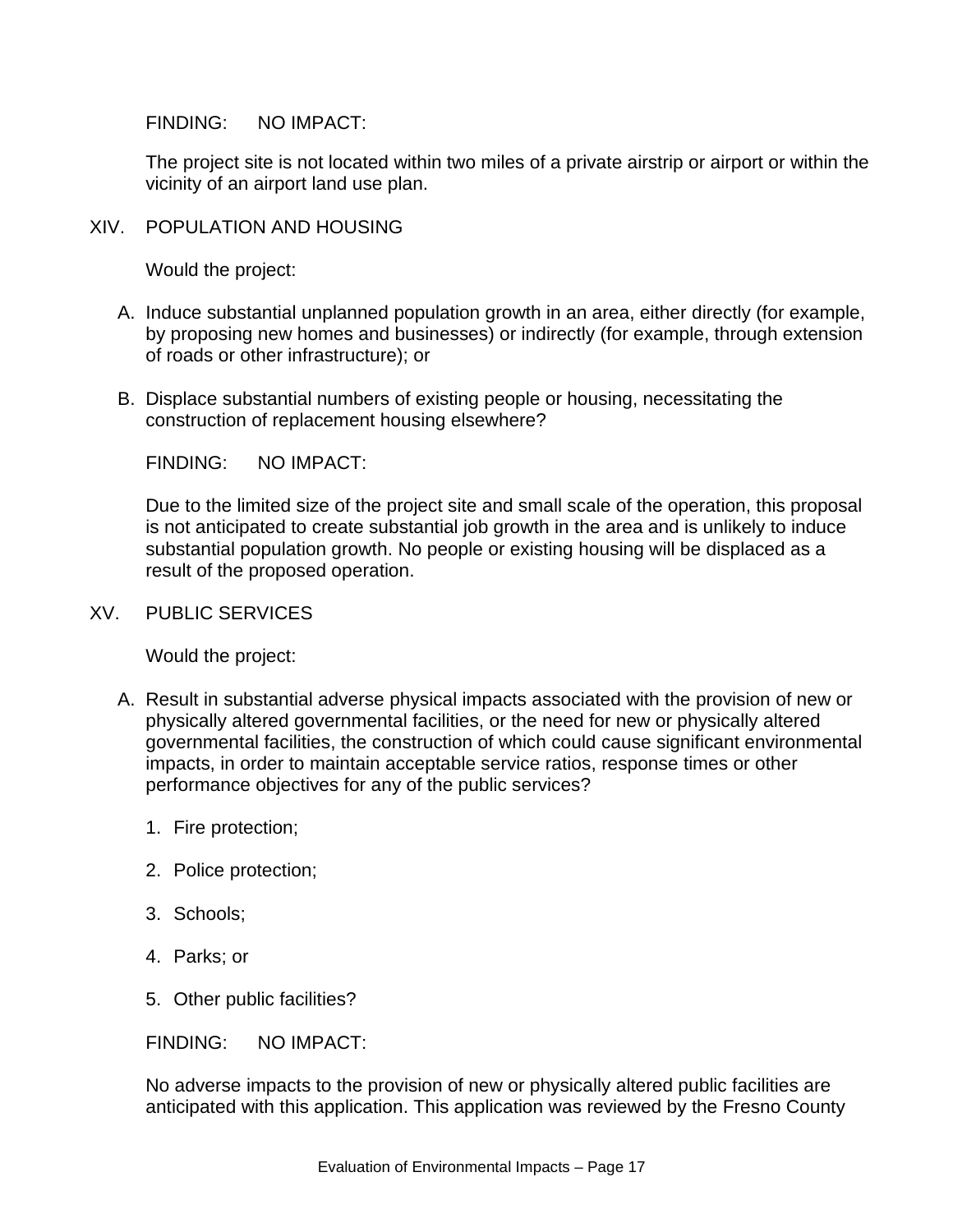FINDING: NO IMPACT:

The project site is not located within two miles of a private airstrip or airport or within the vicinity of an airport land use plan.

## XIV. POPULATION AND HOUSING

Would the project:

A. Induce substantial unplanned population growth in an area, either directly (for example, by proposing new homes and businesses) or indirectly (for example, through extension of roads or other infrastructure); or

B. Displace substantial numbers of existing people or housing, necessitating the construction of replacement housing elsewhere?

FINDING: NO IMPACT:

Due to the limited size of the project site and small scale of the operation, this proposal is not anticipated to create substantial job growth in the area and is unlikely to induce substantial population growth. No people or existing housing will be displaced as a result of the proposed operation.

## XV. PUBLIC SERVICES

Would the project:

A. Result in substantial adverse physical impacts associated with the provision of new or physically altered governmental facilities, or the need for new or physically altered governmental facilities, the construction of which could cause significant environmental impacts, in order to maintain acceptable service ratios, response times or other performance objectives for any of the public services?

   1. Fire protection;

   2. Police protection;

   3. Schools;

   4. Parks; or

   5. Other public facilities?

FINDING: NO IMPACT:

No adverse impacts to the provision of new or physically altered public facilities are anticipated with this application. This application was reviewed by the Fresno County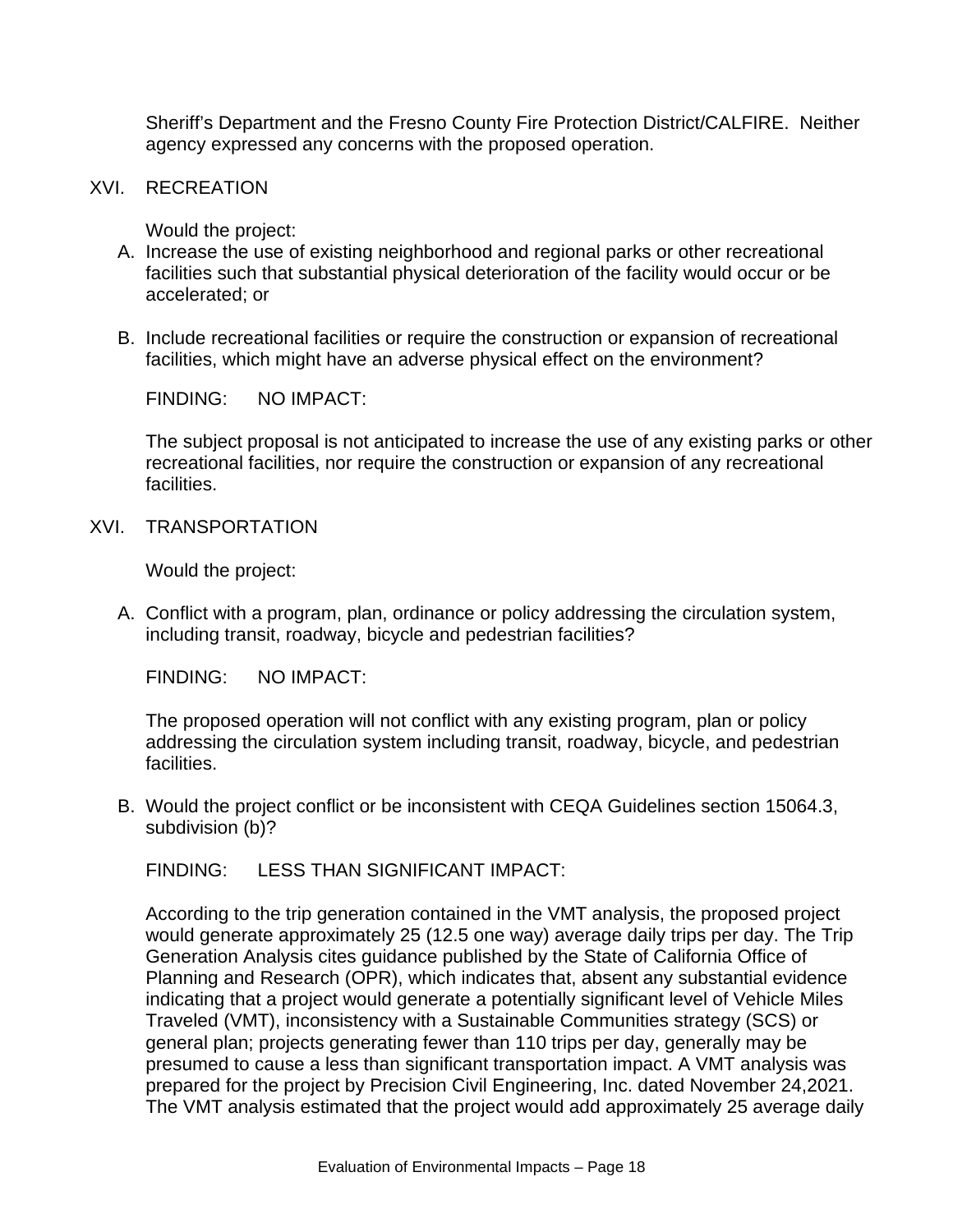Sheriff's Department and the Fresno County Fire Protection District/CALFIRE. Neither agency expressed any concerns with the proposed operation.

## XVI. RECREATION

Would the project:

A. Increase the use of existing neighborhood and regional parks or other recreational facilities such that substantial physical deterioration of the facility would occur or be accelerated; or

B. Include recreational facilities or require the construction or expansion of recreational facilities, which might have an adverse physical effect on the environment?

FINDING: NO IMPACT:

The subject proposal is not anticipated to increase the use of any existing parks or other recreational facilities, nor require the construction or expansion of any recreational facilities.

## XVI. TRANSPORTATION

Would the project:

A. Conflict with a program, plan, ordinance or policy addressing the circulation system, including transit, roadway, bicycle and pedestrian facilities?

FINDING: NO IMPACT:

The proposed operation will not conflict with any existing program, plan or policy addressing the circulation system including transit, roadway, bicycle, and pedestrian facilities.

B. Would the project conflict or be inconsistent with CEQA Guidelines section 15064.3, subdivision (b)?

FINDING: LESS THAN SIGNIFICANT IMPACT:

According to the trip generation contained in the VMT analysis, the proposed project would generate approximately 25 (12.5 one way) average daily trips per day. The Trip Generation Analysis cites guidance published by the State of California Office of Planning and Research (OPR), which indicates that, absent any substantial evidence indicating that a project would generate a potentially significant level of Vehicle Miles Traveled (VMT), inconsistency with a Sustainable Communities strategy (SCS) or general plan; projects generating fewer than 110 trips per day, generally may be presumed to cause a less than significant transportation impact. A VMT analysis was prepared for the project by Precision Civil Engineering, Inc. dated November 24,2021. The VMT analysis estimated that the project would add approximately 25 average daily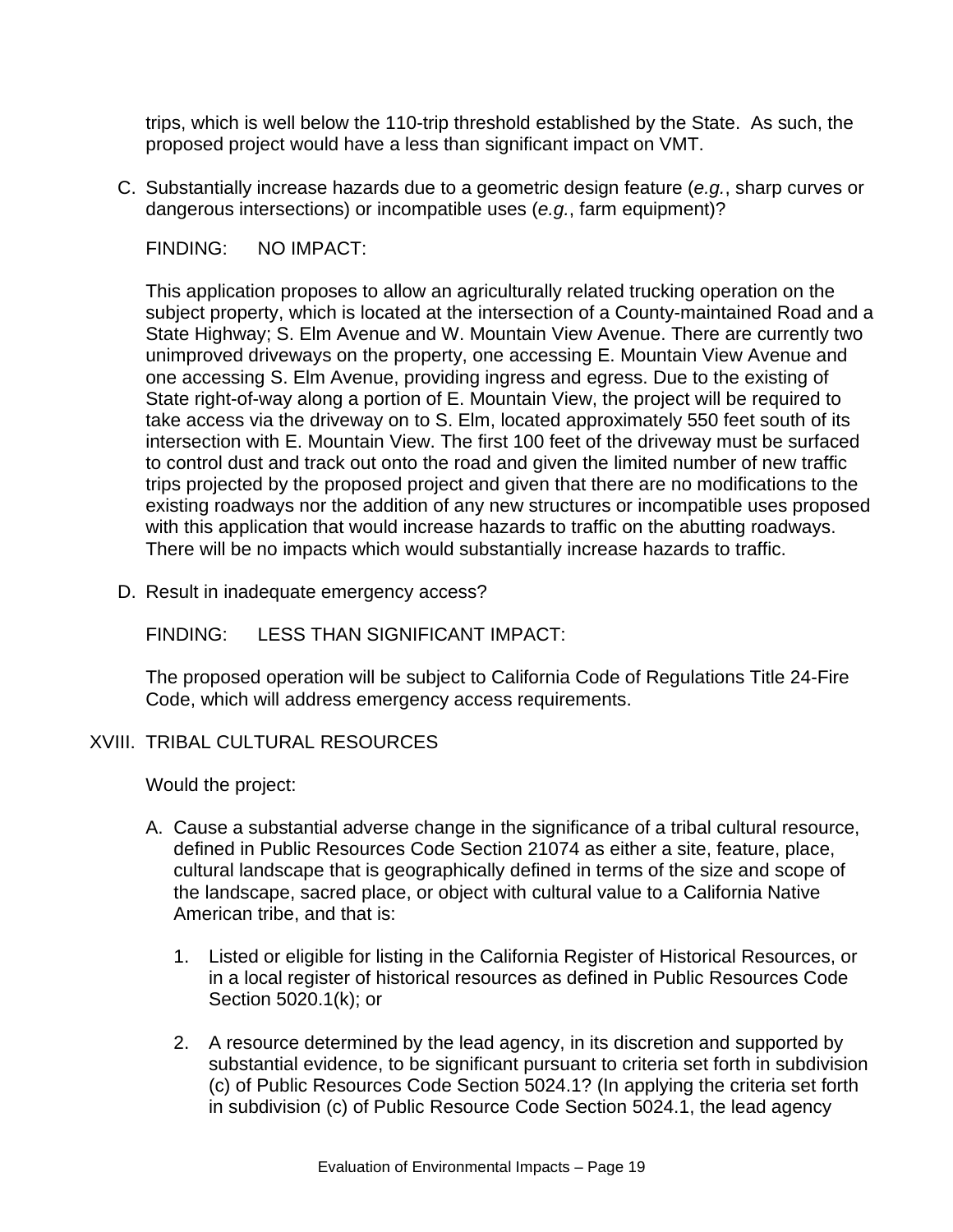trips, which is well below the 110-trip threshold established by the State. As such, the proposed project would have a less than significant impact on VMT.

C. Substantially increase hazards due to a geometric design feature (*e.g.*, sharp curves or dangerous intersections) or incompatible uses (*e.g.*, farm equipment)?

FINDING: NO IMPACT:

This application proposes to allow an agriculturally related trucking operation on the subject property, which is located at the intersection of a County-maintained Road and a State Highway; S. Elm Avenue and W. Mountain View Avenue. There are currently two unimproved driveways on the property, one accessing E. Mountain View Avenue and one accessing S. Elm Avenue, providing ingress and egress. Due to the existing of State right-of-way along a portion of E. Mountain View, the project will be required to take access via the driveway on to S. Elm, located approximately 550 feet south of its intersection with E. Mountain View. The first 100 feet of the driveway must be surfaced to control dust and track out onto the road and given the limited number of new traffic trips projected by the proposed project and given that there are no modifications to the existing roadways nor the addition of any new structures or incompatible uses proposed with this application that would increase hazards to traffic on the abutting roadways. There will be no impacts which would substantially increase hazards to traffic.

D. Result in inadequate emergency access?

FINDING: LESS THAN SIGNIFICANT IMPACT:

The proposed operation will be subject to California Code of Regulations Title 24-Fire Code, which will address emergency access requirements.

## XVIII. TRIBAL CULTURAL RESOURCES

Would the project:

A. Cause a substantial adverse change in the significance of a tribal cultural resource, defined in Public Resources Code Section 21074 as either a site, feature, place, cultural landscape that is geographically defined in terms of the size and scope of the landscape, sacred place, or object with cultural value to a California Native American tribe, and that is:

   1. Listed or eligible for listing in the California Register of Historical Resources, or in a local register of historical resources as defined in Public Resources Code Section 5020.1(k); or

   2. A resource determined by the lead agency, in its discretion and supported by substantial evidence, to be significant pursuant to criteria set forth in subdivision (c) of Public Resources Code Section 5024.1? (In applying the criteria set forth in subdivision (c) of Public Resource Code Section 5024.1, the lead agency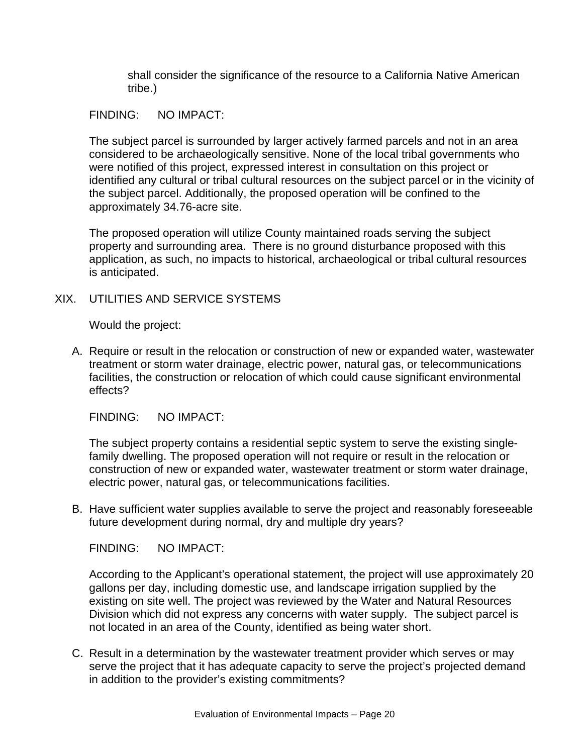shall consider the significance of the resource to a California Native American tribe.)

FINDING: NO IMPACT:

The subject parcel is surrounded by larger actively farmed parcels and not in an area considered to be archaeologically sensitive. None of the local tribal governments who were notified of this project, expressed interest in consultation on this project or identified any cultural or tribal cultural resources on the subject parcel or in the vicinity of the subject parcel. Additionally, the proposed operation will be confined to the approximately 34.76-acre site.

The proposed operation will utilize County maintained roads serving the subject property and surrounding area. There is no ground disturbance proposed with this application, as such, no impacts to historical, archaeological or tribal cultural resources is anticipated.

## XIX. UTILITIES AND SERVICE SYSTEMS

Would the project:

A. Require or result in the relocation or construction of new or expanded water, wastewater treatment or storm water drainage, electric power, natural gas, or telecommunications facilities, the construction or relocation of which could cause significant environmental effects?

FINDING: NO IMPACT:

The subject property contains a residential septic system to serve the existing single-family dwelling. The proposed operation will not require or result in the relocation or construction of new or expanded water, wastewater treatment or storm water drainage, electric power, natural gas, or telecommunications facilities.

B. Have sufficient water supplies available to serve the project and reasonably foreseeable future development during normal, dry and multiple dry years?

FINDING: NO IMPACT:

According to the Applicant's operational statement, the project will use approximately 20 gallons per day, including domestic use, and landscape irrigation supplied by the existing on site well. The project was reviewed by the Water and Natural Resources Division which did not express any concerns with water supply. The subject parcel is not located in an area of the County, identified as being water short.

C. Result in a determination by the wastewater treatment provider which serves or may serve the project that it has adequate capacity to serve the project's projected demand in addition to the provider's existing commitments?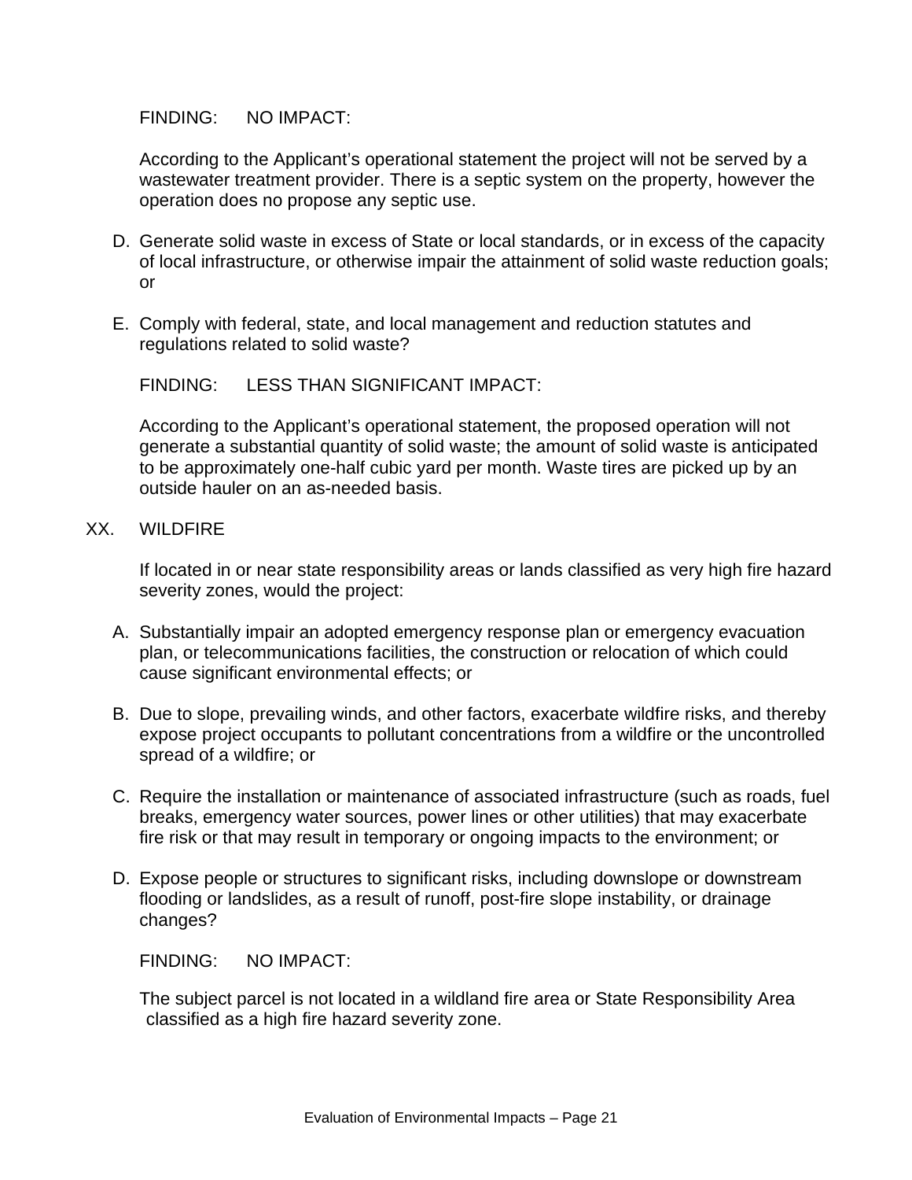FINDING: NO IMPACT:

According to the Applicant's operational statement the project will not be served by a wastewater treatment provider. There is a septic system on the property, however the operation does no propose any septic use.

D. Generate solid waste in excess of State or local standards, or in excess of the capacity of local infrastructure, or otherwise impair the attainment of solid waste reduction goals; or

E. Comply with federal, state, and local management and reduction statutes and regulations related to solid waste?

FINDING: LESS THAN SIGNIFICANT IMPACT:

According to the Applicant's operational statement, the proposed operation will not generate a substantial quantity of solid waste; the amount of solid waste is anticipated to be approximately one-half cubic yard per month. Waste tires are picked up by an outside hauler on an as-needed basis.

XX. WILDFIRE

If located in or near state responsibility areas or lands classified as very high fire hazard severity zones, would the project:

A. Substantially impair an adopted emergency response plan or emergency evacuation plan, or telecommunications facilities, the construction or relocation of which could cause significant environmental effects; or

B. Due to slope, prevailing winds, and other factors, exacerbate wildfire risks, and thereby expose project occupants to pollutant concentrations from a wildfire or the uncontrolled spread of a wildfire; or

C. Require the installation or maintenance of associated infrastructure (such as roads, fuel breaks, emergency water sources, power lines or other utilities) that may exacerbate fire risk or that may result in temporary or ongoing impacts to the environment; or

D. Expose people or structures to significant risks, including downslope or downstream flooding or landslides, as a result of runoff, post-fire slope instability, or drainage changes?

FINDING: NO IMPACT:

The subject parcel is not located in a wildland fire area or State Responsibility Area classified as a high fire hazard severity zone.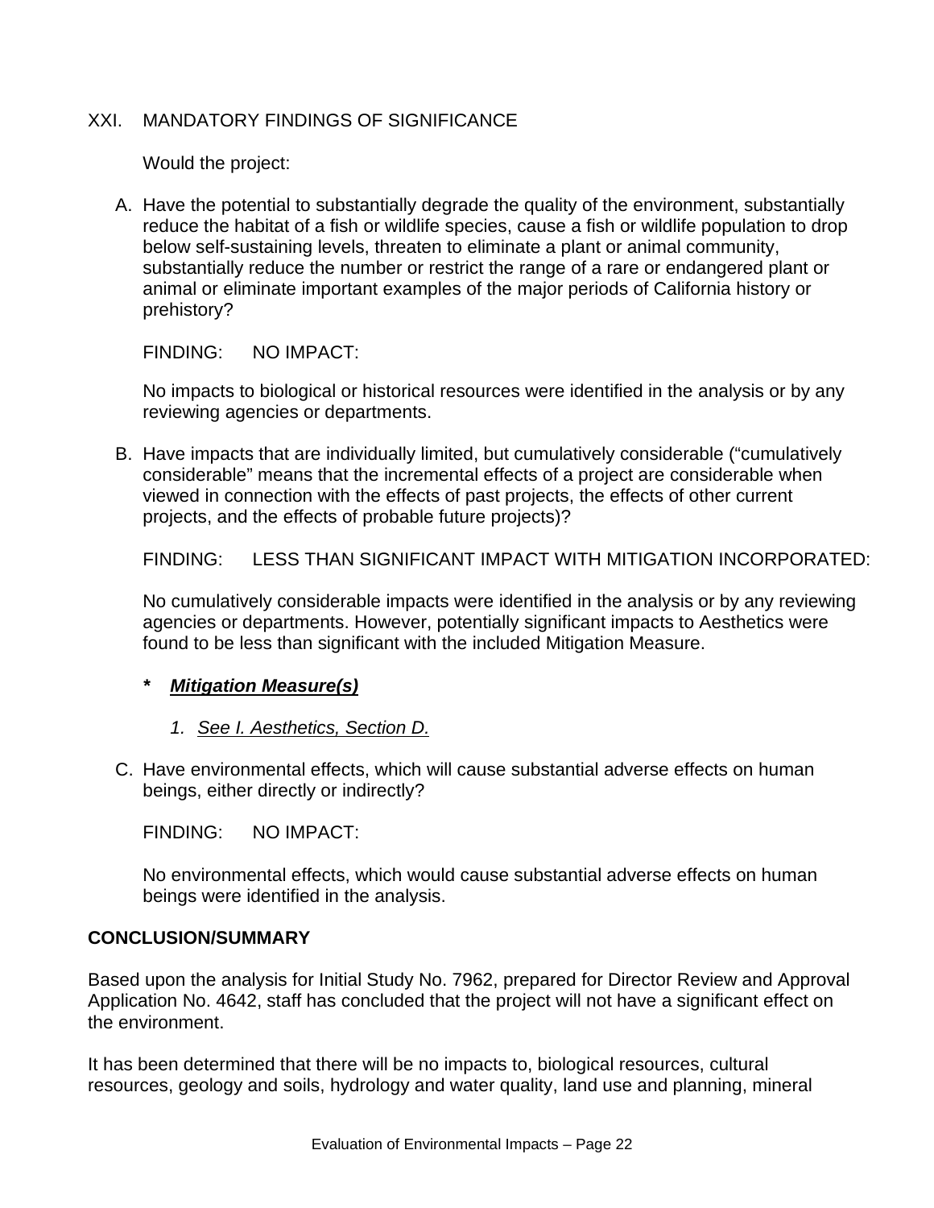## XXI. MANDATORY FINDINGS OF SIGNIFICANCE

Would the project:

A. Have the potential to substantially degrade the quality of the environment, substantially reduce the habitat of a fish or wildlife species, cause a fish or wildlife population to drop below self-sustaining levels, threaten to eliminate a plant or animal community, substantially reduce the number or restrict the range of a rare or endangered plant or animal or eliminate important examples of the major periods of California history or prehistory?

   FINDING: NO IMPACT:

   No impacts to biological or historical resources were identified in the analysis or by any reviewing agencies or departments.

B. Have impacts that are individually limited, but cumulatively considerable ("cumulatively considerable" means that the incremental effects of a project are considerable when viewed in connection with the effects of past projects, the effects of other current projects, and the effects of probable future projects)?

   FINDING: LESS THAN SIGNIFICANT IMPACT WITH MITIGATION INCORPORATED:

   No cumulatively considerable impacts were identified in the analysis or by any reviewing agencies or departments. However, potentially significant impacts to Aesthetics were found to be less than significant with the included Mitigation Measure.

   ***<u>Mitigation Measure(s)</u>***

   1. *<u>See I. Aesthetics, Section D.</u>*

C. Have environmental effects, which will cause substantial adverse effects on human beings, either directly or indirectly?

   FINDING: NO IMPACT:

   No environmental effects, which would cause substantial adverse effects on human beings were identified in the analysis.

## CONCLUSION/SUMMARY

Based upon the analysis for Initial Study No. 7962, prepared for Director Review and Approval Application No. 4642, staff has concluded that the project will not have a significant effect on the environment.

It has been determined that there will be no impacts to, biological resources, cultural resources, geology and soils, hydrology and water quality, land use and planning, mineral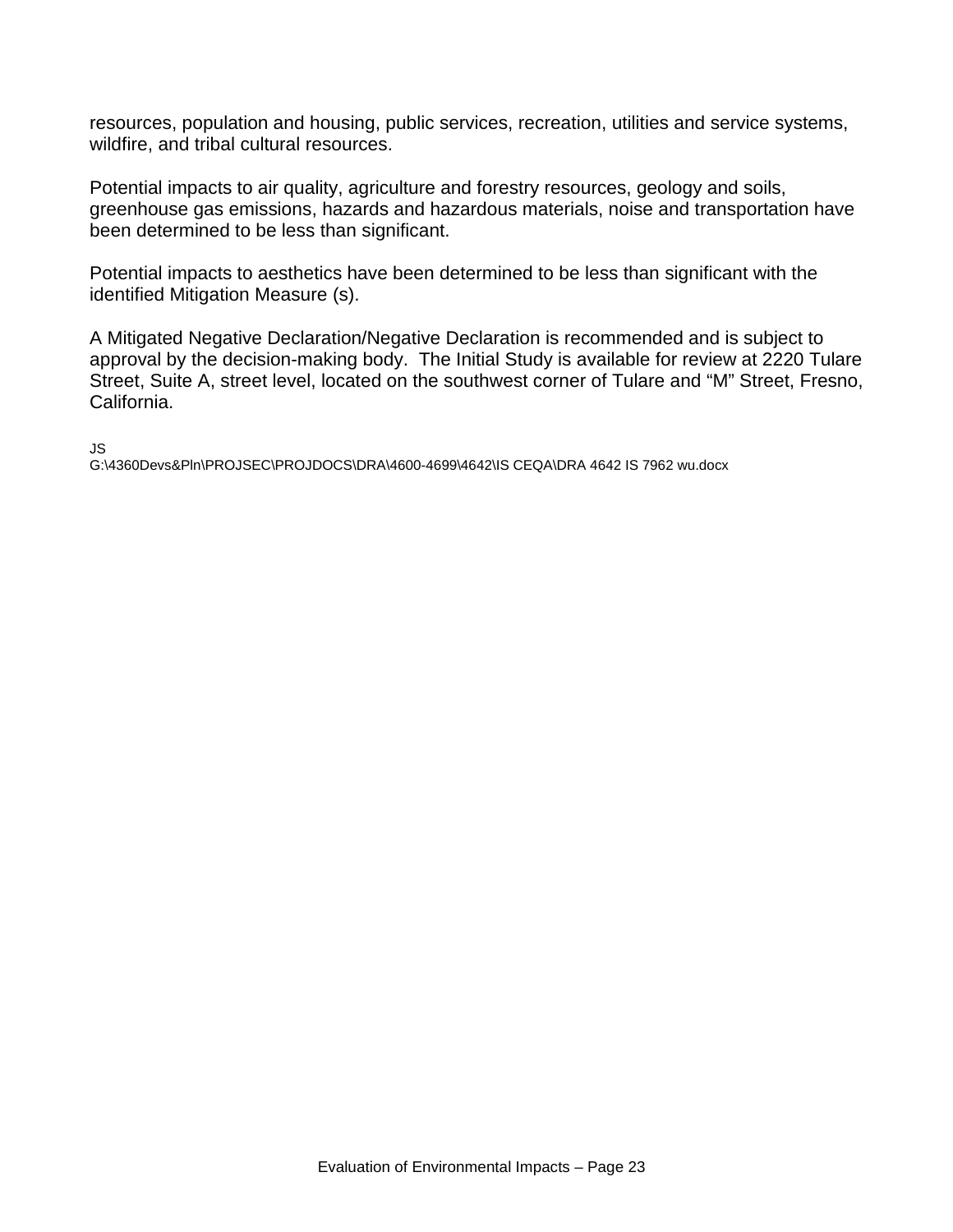resources, population and housing, public services, recreation, utilities and service systems, wildfire, and tribal cultural resources.

Potential impacts to air quality, agriculture and forestry resources, geology and soils, greenhouse gas emissions, hazards and hazardous materials, noise and transportation have been determined to be less than significant.

Potential impacts to aesthetics have been determined to be less than significant with the identified Mitigation Measure (s).

A Mitigated Negative Declaration/Negative Declaration is recommended and is subject to approval by the decision-making body. The Initial Study is available for review at 2220 Tulare Street, Suite A, street level, located on the southwest corner of Tulare and "M" Street, Fresno, California.

JS
G:\4360Devs&Pln\PROJSEC\PROJDOCS\DRA\4600-4699\4642\IS CEQA\DRA 4642 IS 7962 wu.docx